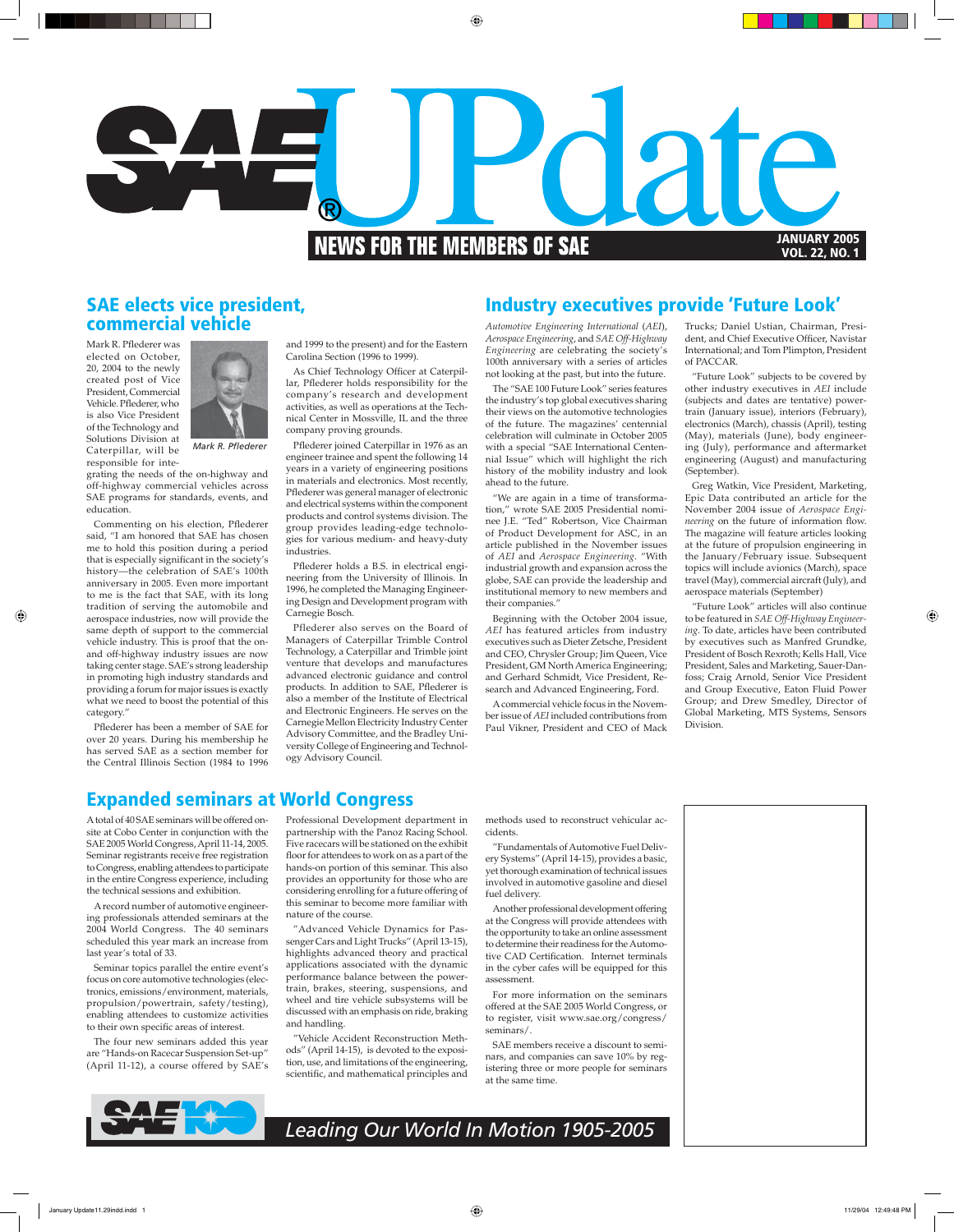# SAE UPdate

**NEWS FOR THE MEMBERS OF SAE**

**JANUARY 2005**
**VOL. 22, NO. 1**

## SAE elects vice president, commercial vehicle

Mark R. Pflederer was elected on October, 20, 2004 to the newly created post of Vice President, Commercial Vehicle. Pflederer, who is also Vice President of the Technology and Solutions Division at Caterpillar, will be responsible for integrating the needs of the on-highway and off-highway commercial vehicles across SAE programs for standards, events, and education.

*Mark R. Pflederer*

Commenting on his election, Pflederer said, "I am honored that SAE has chosen me to hold this position during a period that is especially significant in the society's history—the celebration of SAE's 100th anniversary in 2005. Even more important to me is the fact that SAE, with its long tradition of serving the automobile and aerospace industries, now will provide the same depth of support to the commercial vehicle industry. This is proof that the on- and off-highway industry issues are now taking center stage. SAE's strong leadership in promoting high industry standards and providing a forum for major issues is exactly what we need to boost the potential of this category."

Pflederer has been a member of SAE for over 20 years. During his membership he has served SAE as a section member for the Central Illinois Section (1984 to 1996 and 1999 to the present) and for the Eastern Carolina Section (1996 to 1999).

As Chief Technology Officer at Caterpillar, Pflederer holds responsibility for the company's research and development activities, as well as operations at the Technical Center in Mossville, IL and the three company proving grounds.

Pflederer joined Caterpillar in 1976 as an engineer trainee and spent the following 14 years in a variety of engineering positions in materials and electronics. Most recently, Pflederer was general manager of electronic and electrical systems within the component products and control systems division. The group provides leading-edge technologies for various medium- and heavy-duty industries.

Pflederer holds a B.S. in electrical engineering from the University of Illinois. In 1996, he completed the Managing Engineering Design and Development program with Carnegie Bosch.

Pflederer also serves on the Board of Managers of Caterpillar Trimble Control Technology, a Caterpillar and Trimble joint venture that develops and manufactures advanced electronic guidance and control products. In addition to SAE, Pflederer is also a member of the Institute of Electrical and Electronic Engineers. He serves on the Carnegie Mellon Electricity Industry Center Advisory Committee, and the Bradley University College of Engineering and Technology Advisory Council.

## Industry executives provide 'Future Look'

*Automotive Engineering International* (*AEI*), *Aerospace Engineering*, and *SAE Off-Highway Engineering* are celebrating the society's 100th anniversary with a series of articles not looking at the past, but into the future.

The "SAE 100 Future Look" series features the industry's top global executives sharing their views on the automotive technologies of the future. The magazines' centennial celebration will culminate in October 2005 with a special "SAE International Centennial Issue" which will highlight the rich history of the mobility industry and look ahead to the future.

"We are again in a time of transformation," wrote SAE 2005 Presidential nominee J.E. "Ted" Robertson, Vice Chairman of Product Development for ASC, in an article published in the November issues of *AEI* and *Aerospace Engineering*. "With industrial growth and expansion across the globe, SAE can provide the leadership and institutional memory to new members and their companies."

Beginning with the October 2004 issue, *AEI* has featured articles from industry executives such as Dieter Zetsche, President and CEO, Chrysler Group; Jim Queen, Vice President, GM North America Engineering; and Gerhard Schmidt, Vice President, Research and Advanced Engineering, Ford.

A commercial vehicle focus in the November issue of *AEI* included contributions from Paul Vikner, President and CEO of Mack Trucks; Daniel Ustian, Chairman, President, and Chief Executive Officer, Navistar International; and Tom Plimpton, President of PACCAR.

"Future Look" subjects to be covered by other industry executives in *AEI* include (subjects and dates are tentative) powertrain (January issue), interiors (February), electronics (March), chassis (April), testing (May), materials (June), body engineering (July), performance and aftermarket engineering (August) and manufacturing (September).

Greg Watkin, Vice President, Marketing, Epic Data contributed an article for the November 2004 issue of *Aerospace Engineering* on the future of information flow. The magazine will feature articles looking at the future of propulsion engineering in the January/February issue. Subsequent topics will include avionics (March), space travel (May), commercial aircraft (July), and aerospace materials (September)

"Future Look" articles will also continue to be featured in *SAE Off-Highway Engineering*. To date, articles have been contributed by executives such as Manfred Grundke, President of Bosch Rexroth; Kells Hall, Vice President, Sales and Marketing, Sauer-Danfoss; Craig Arnold, Senior Vice President and Group Executive, Eaton Fluid Power Group; and Drew Smedley, Director of Global Marketing, MTS Systems, Sensors Division.

## Expanded seminars at World Congress

A total of 40 SAE seminars will be offered onsite at Cobo Center in conjunction with the SAE 2005 World Congress, April 11-14, 2005. Seminar registrants receive free registration to Congress, enabling attendees to participate in the entire Congress experience, including the technical sessions and exhibition.

A record number of automotive engineering professionals attended seminars at the 2004 World Congress. The 40 seminars scheduled this year mark an increase from last year's total of 33.

Seminar topics parallel the entire event's focus on core automotive technologies (electronics, emissions/environment, materials, propulsion/powertrain, safety/testing), enabling attendees to customize activities to their own specific areas of interest.

The four new seminars added this year are "Hands-on Racecar Suspension Set-up" (April 11-12), a course offered by SAE's Professional Development department in partnership with the Panoz Racing School. Five racecars will be stationed on the exhibit floor for attendees to work on as a part of the hands-on portion of this seminar. This also provides an opportunity for those who are considering enrolling for a future offering of this seminar to become more familiar with nature of the course.

"Advanced Vehicle Dynamics for Passenger Cars and Light Trucks" (April 13-15), highlights advanced theory and practical applications associated with the dynamic performance balance between the powertrain, brakes, steering, suspensions, and wheel and tire vehicle subsystems will be discussed with an emphasis on ride, braking and handling.

"Vehicle Accident Reconstruction Methods" (April 14-15), is devoted to the exposition, use, and limitations of the engineering, scientific, and mathematical principles and methods used to reconstruct vehicular accidents.

"Fundamentals of Automotive Fuel Delivery Systems" (April 14-15), provides a basic, yet thorough examination of technical issues involved in automotive gasoline and diesel fuel delivery.

Another professional development offering at the Congress will provide attendees with the opportunity to take an online assessment to determine their readiness for the Automotive CAD Certification. Internet terminals in the cyber cafes will be equipped for this assessment.

For more information on the seminars offered at the SAE 2005 World Congress, or to register, visit www.sae.org/congress/seminars/.

SAE members receive a discount to seminars, and companies can save 10% by registering three or more people for seminars at the same time.

SAE 100 — *Leading Our World In Motion 1905-2005*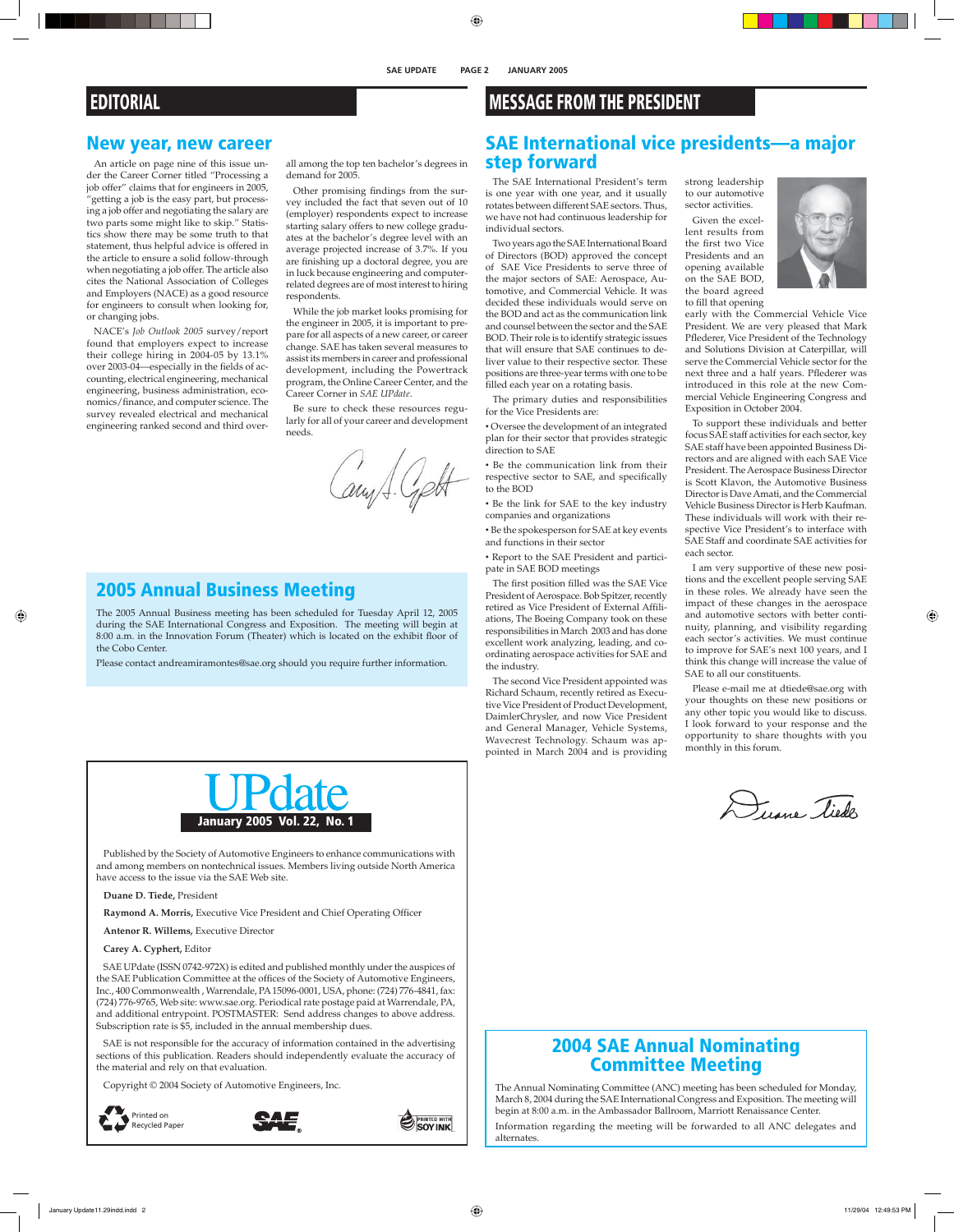## EDITORIAL

### New year, new career

An article on page nine of this issue under the Career Corner titled "Processing a job offer" claims that for engineers in 2005, "getting a job is the easy part, but processing a job offer and negotiating the salary are two parts some might like to skip." Statistics show there may be some truth to that statement, thus helpful advice is offered in the article to ensure a solid follow-through when negotiating a job offer. The article also cites the National Association of Colleges and Employers (NACE) as a good resource for engineers to consult when looking for, or changing jobs.

NACE's *Job Outlook 2005* survey/report found that employers expect to increase their college hiring in 2004-05 by 13.1% over 2003-04—especially in the fields of accounting, electrical engineering, mechanical engineering, business administration, economics/finance, and computer science. The survey revealed electrical and mechanical engineering ranked second and third overall among the top ten bachelor's degrees in demand for 2005.

Other promising findings from the survey included the fact that seven out of 10 (employer) respondents expect to increase starting salary offers to new college graduates at the bachelor's degree level with an average projected increase of 3.7%. If you are finishing up a doctoral degree, you are in luck because engineering and computer-related degrees are of most interest to hiring respondents.

While the job market looks promising for the engineer in 2005, it is important to prepare for all aspects of a new career, or career change. SAE has taken several measures to assist its members in career and professional development, including the Powertrack program, the Online Career Center, and the Career Corner in *SAE UPdate*.

Be sure to check these resources regularly for all of your career and development needs.

Cary A. Cyphert

### 2005 Annual Business Meeting

The 2005 Annual Business meeting has been scheduled for Tuesday April 12, 2005 during the SAE International Congress and Exposition. The meeting will begin at 8:00 a.m. in the Innovation Forum (Theater) which is located on the exhibit floor of the Cobo Center.

Please contact andreamiramontes@sae.org should you require further information.

## MESSAGE FROM THE PRESIDENT

### SAE International vice presidents—a major step forward

The SAE International President's term is one year with one year, and it usually rotates between different SAE sectors. Thus, we have not had continuous leadership for individual sectors.

Two years ago the SAE International Board of Directors (BOD) approved the concept of SAE Vice Presidents to serve three of the major sectors of SAE: Aerospace, Automotive, and Commercial Vehicle. It was decided these individuals would serve on the BOD and act as the communication link and counsel between the sector and the SAE BOD. Their role is to identify strategic issues that will ensure that SAE continues to deliver value to their respective sector. These positions are three-year terms with one to be filled each year on a rotating basis.

The primary duties and responsibilities for the Vice Presidents are:

- Oversee the development of an integrated plan for their sector that provides strategic direction to SAE
- Be the communication link from their respective sector to SAE, and specifically to the BOD
- Be the link for SAE to the key industry companies and organizations
- Be the spokesperson for SAE at key events and functions in their sector
- Report to the SAE President and participate in SAE BOD meetings

The first position filled was the SAE Vice President of Aerospace. Bob Spitzer, recently retired as Vice President of External Affiliations, The Boeing Company took on these responsibilities in March 2003 and has done excellent work analyzing, leading, and coordinating aerospace activities for SAE and the industry.

The second Vice President appointed was Richard Schaum, recently retired as Executive Vice President of Product Development, DaimlerChrysler, and now Vice President and General Manager, Vehicle Systems, Wavecrest Technology. Schaum was appointed in March 2004 and is providing strong leadership to our automotive sector activities.

Given the excellent results from the first two Vice Presidents and an opening available on the SAE BOD, the board agreed to fill that opening early with the Commercial Vehicle Vice President. We are very pleased that Mark Pflederer, Vice President of the Technology and Solutions Division at Caterpillar, will serve the Commercial Vehicle sector for the next three and a half years. Pflederer was introduced in this role at the new Commercial Vehicle Engineering Congress and Exposition in October 2004.

To support these individuals and better focus SAE staff activities for each sector, key SAE staff have been appointed Business Directors and are aligned with each SAE Vice President. The Aerospace Business Director is Scott Klavon, the Automotive Business Director is Dave Amati, and the Commercial Vehicle Business Director is Herb Kaufman. These individuals will work with their respective Vice President's to interface with SAE Staff and coordinate SAE activities for each sector.

I am very supportive of these new positions and the excellent people serving SAE in these roles. We already have seen the impact of these changes in the aerospace and automotive sectors with better continuity, planning, and visibility regarding each sector's activities. We must continue to improve for SAE's next 100 years, and I think this change will increase the value of SAE to all our constituents.

Please e-mail me at dtiede@sae.org with your thoughts on these new positions or any other topic you would like to discuss. I look forward to your response and the opportunity to share thoughts with you monthly in this forum.

Duane Tiede

## UPdate

**January 2005 Vol. 22, No. 1**

Published by the Society of Automotive Engineers to enhance communications with and among members on nontechnical issues. Members living outside North America have access to the issue via the SAE Web site.

**Duane D. Tiede,** President

**Raymond A. Morris,** Executive Vice President and Chief Operating Officer

**Antenor R. Willems,** Executive Director

**Carey A. Cyphert,** Editor

SAE UPdate (ISSN 0742-972X) is edited and published monthly under the auspices of the SAE Publication Committee at the offices of the Society of Automotive Engineers, Inc., 400 Commonwealth , Warrendale, PA 15096-0001, USA, phone: (724) 776-4841, fax: (724) 776-9765, Web site: www.sae.org. Periodical rate postage paid at Warrendale, PA, and additional entrypoint. POSTMASTER: Send address changes to above address. Subscription rate is $5, included in the annual membership dues.

SAE is not responsible for the accuracy of information contained in the advertising sections of this publication. Readers should independently evaluate the accuracy of the material and rely on that evaluation.

Copyright © 2004 Society of Automotive Engineers, Inc.

Printed on Recycled Paper — SAE — Printed with Soy Ink

### 2004 SAE Annual Nominating Committee Meeting

The Annual Nominating Committee (ANC) meeting has been scheduled for Monday, March 8, 2004 during the SAE International Congress and Exposition. The meeting will begin at 8:00 a.m. in the Ambassador Ballroom, Marriott Renaissance Center.

Information regarding the meeting will be forwarded to all ANC delegates and alternates.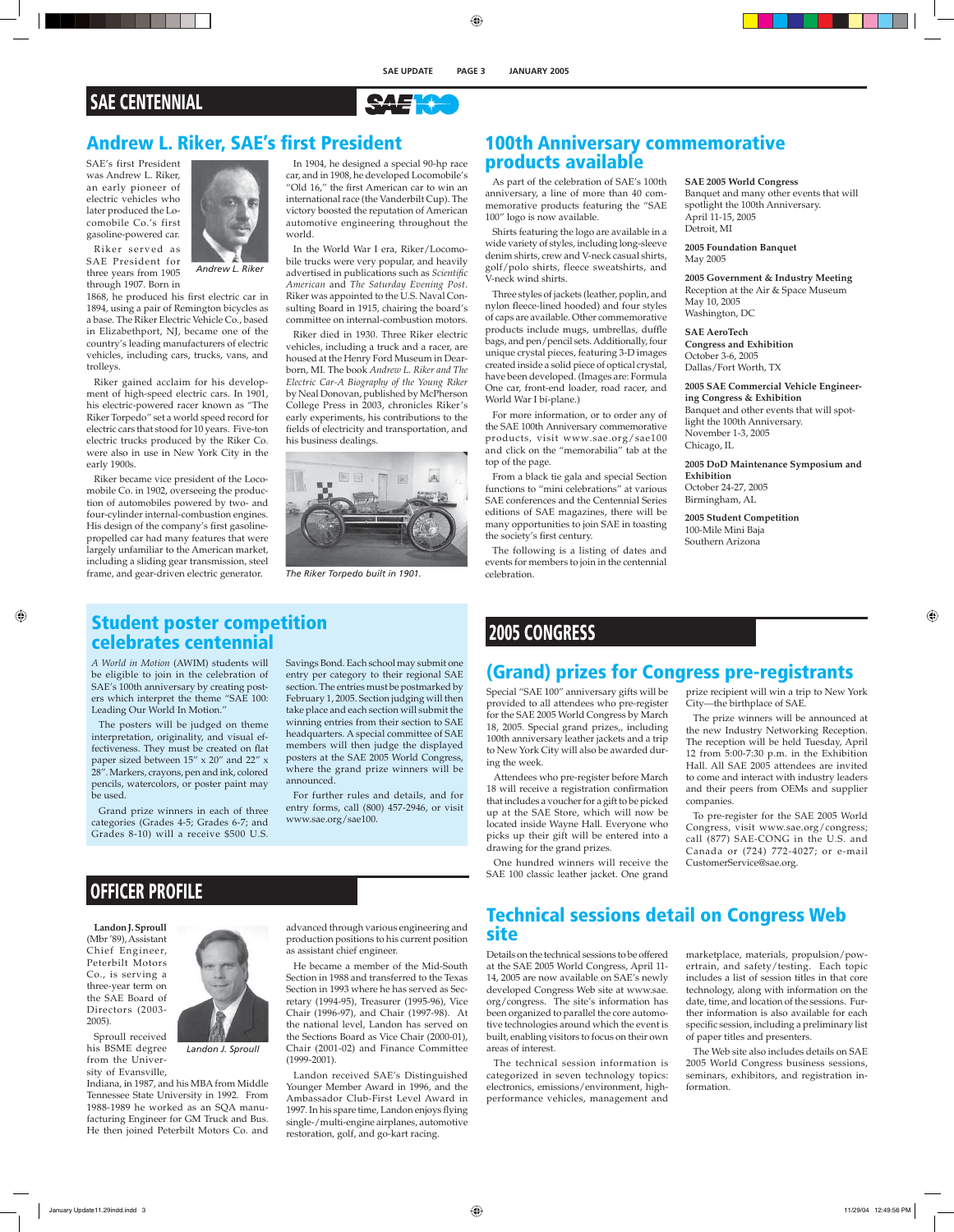## SAE CENTENNIAL

# Andrew L. Riker, SAE's first President

SAE's first President was Andrew L. Riker, an early pioneer of electric vehicles who later produced the Locomobile Co.'s first gasoline-powered car.

*Andrew L. Riker*

Riker served as SAE President for three years from 1905 through 1907. Born in 1868, he produced his first electric car in 1894, using a pair of Remington bicycles as a base. The Riker Electric Vehicle Co., based in Elizabethport, NJ, became one of the country's leading manufacturers of electric vehicles, including cars, trucks, vans, and trolleys.

Riker gained acclaim for his development of high-speed electric cars. In 1901, his electric-powered racer known as "The Riker Torpedo" set a world speed record for electric cars that stood for 10 years. Five-ton electric trucks produced by the Riker Co. were also in use in New York City in the early 1900s.

Riker became vice president of the Locomobile Co. in 1902, overseeing the production of automobiles powered by two- and four-cylinder internal-combustion engines. His design of the company's first gasoline-propelled car had many features that were largely unfamiliar to the American market, including a sliding gear transmission, steel frame, and gear-driven electric generator.

In 1904, he designed a special 90-hp race car, and in 1908, he developed Locomobile's "Old 16," the first American car to win an international race (the Vanderbilt Cup). The victory boosted the reputation of American automotive engineering throughout the world.

In the World War I era, Riker/Locomobile trucks were very popular, and heavily advertised in publications such as *Scientific American* and *The Saturday Evening Post*. Riker was appointed to the U.S. Naval Consulting Board in 1915, chairing the board's committee on internal-combustion motors.

Riker died in 1930. Three Riker electric vehicles, including a truck and a racer, are housed at the Henry Ford Museum in Dearborn, MI. The book *Andrew L. Riker and The Electric Car-A Biography of the Young Riker* by Neal Donovan, published by McPherson College Press in 2003, chronicles Riker's early experiments, his contributions to the fields of electricity and transportation, and his business dealings.

*The Riker Torpedo built in 1901.*

# 100th Anniversary commemorative products available

As part of the celebration of SAE's 100th anniversary, a line of more than 40 commemorative products featuring the "SAE 100" logo is now available.

Shirts featuring the logo are available in a wide variety of styles, including long-sleeve denim shirts, crew and V-neck casual shirts, golf/polo shirts, fleece sweatshirts, and V-neck wind shirts.

Three styles of jackets (leather, poplin, and nylon fleece-lined hooded) and four styles of caps are available. Other commemorative products include mugs, umbrellas, duffle bags, and pen/pencil sets. Additionally, four unique crystal pieces, featuring 3-D images created inside a solid piece of optical crystal, have been developed. (Images are: Formula One car, front-end loader, road racer, and World War I bi-plane.)

For more information, or to order any of the SAE 100th Anniversary commemorative products, visit www.sae.org/sae100 and click on the "memorabilia" tab at the top of the page.

From a black tie gala and special Section functions to "mini celebrations" at various SAE conferences and the Centennial Series editions of SAE magazines, there will be many opportunities to join SAE in toasting the society's first century.

The following is a listing of dates and events for members to join in the centennial celebration.

**SAE 2005 World Congress**
Banquet and many other events that will spotlight the 100th Anniversary.
April 11-15, 2005
Detroit, MI

**2005 Foundation Banquet**
May 2005

**2005 Government & Industry Meeting**
Reception at the Air & Space Museum
May 10, 2005
Washington, DC

**SAE AeroTech Congress and Exhibition**
October 3-6, 2005
Dallas/Fort Worth, TX

**2005 SAE Commercial Vehicle Engineering Congress & Exhibition**
Banquet and other events that will spotlight the 100th Anniversary.
November 1-3, 2005
Chicago, IL

**2005 DoD Maintenance Symposium and Exhibition**
October 24-27, 2005
Birmingham, AL

**2005 Student Competition**
100-Mile Mini Baja
Southern Arizona

# Student poster competition celebrates centennial

*A World in Motion* (AWIM) students will be eligible to join in the celebration of SAE's 100th anniversary by creating posters which interpret the theme "SAE 100: Leading Our World In Motion."

The posters will be judged on theme interpretation, originality, and visual effectiveness. They must be created on flat paper sized between 15" x 20" and 22" x 28". Markers, crayons, pen and ink, colored pencils, watercolors, or poster paint may be used.

Grand prize winners in each of three categories (Grades 4-5; Grades 6-7; and Grades 8-10) will a receive $500 U.S. Savings Bond. Each school may submit one entry per category to their regional SAE section. The entries must be postmarked by February 1, 2005. Section judging will then take place and each section will submit the winning entries from their section to SAE headquarters. A special committee of SAE members will then judge the displayed posters at the SAE 2005 World Congress, where the grand prize winners will be announced.

For further rules and details, and for entry forms, call (800) 457-2946, or visit www.sae.org/sae100.

## 2005 CONGRESS

# (Grand) prizes for Congress pre-registrants

Special "SAE 100" anniversary gifts will be provided to all attendees who pre-register for the SAE 2005 World Congress by March 18, 2005. Special grand prizes,, including 100th anniversary leather jackets and a trip to New York City will also be awarded during the week.

Attendees who pre-register before March 18 will receive a registration confirmation that includes a voucher for a gift to be picked up at the SAE Store, which will now be located inside Wayne Hall. Everyone who picks up their gift will be entered into a drawing for the grand prizes.

One hundred winners will receive the SAE 100 classic leather jacket. One grand prize recipient will win a trip to New York City—the birthplace of SAE.

The prize winners will be announced at the new Industry Networking Reception. The reception will be held Tuesday, April 12 from 5:00-7:30 p.m. in the Exhibition Hall. All SAE 2005 attendees are invited to come and interact with industry leaders and their peers from OEMs and supplier companies.

To pre-register for the SAE 2005 World Congress, visit www.sae.org/congress; call (877) SAE-CONG in the U.S. and Canada or (724) 772-4027; or e-mail CustomerService@sae.org.

# Technical sessions detail on Congress Web site

Details on the technical sessions to be offered at the SAE 2005 World Congress, April 11-14, 2005 are now available on SAE's newly developed Congress Web site at www.sae.org/congress. The site's information has been organized to parallel the core automotive technologies around which the event is built, enabling visitors to focus on their own areas of interest.

The technical session information is categorized in seven technology topics: electronics, emissions/environment, high-performance vehicles, management and marketplace, materials, propulsion/powertrain, and safety/testing. Each topic includes a list of session titles in that core technology, along with information on the date, time, and location of the sessions. Further information is also available for each specific session, including a preliminary list of paper titles and presenters.

The Web site also includes details on SAE 2005 World Congress business sessions, seminars, exhibitors, and registration information.

## OFFICER PROFILE

**Landon J. Sproull** (Mbr '89), Assistant Chief Engineer, Peterbilt Motors Co., is serving a three-year term on the SAE Board of Directors (2003-2005).

*Landon J. Sproull*

Sproull received his BSME degree from the University of Evansville, Indiana, in 1987, and his MBA from Middle Tennessee State University in 1992. From 1988-1989 he worked as an SQA manufacturing Engineer for GM Truck and Bus. He then joined Peterbilt Motors Co. and advanced through various engineering and production positions to his current position as assistant chief engineer.

He became a member of the Mid-South Section in 1988 and transferred to the Texas Section in 1993 where he has served as Secretary (1994-95), Treasurer (1995-96), Vice Chair (1996-97), and Chair (1997-98). At the national level, Landon has served on the Sections Board as Vice Chair (2000-01), Chair (2001-02) and Finance Committee (1999-2001).

Landon received SAE's Distinguished Younger Member Award in 1996, and the Ambassador Club-First Level Award in 1997. In his spare time, Landon enjoys flying single-/multi-engine airplanes, automotive restoration, golf, and go-kart racing.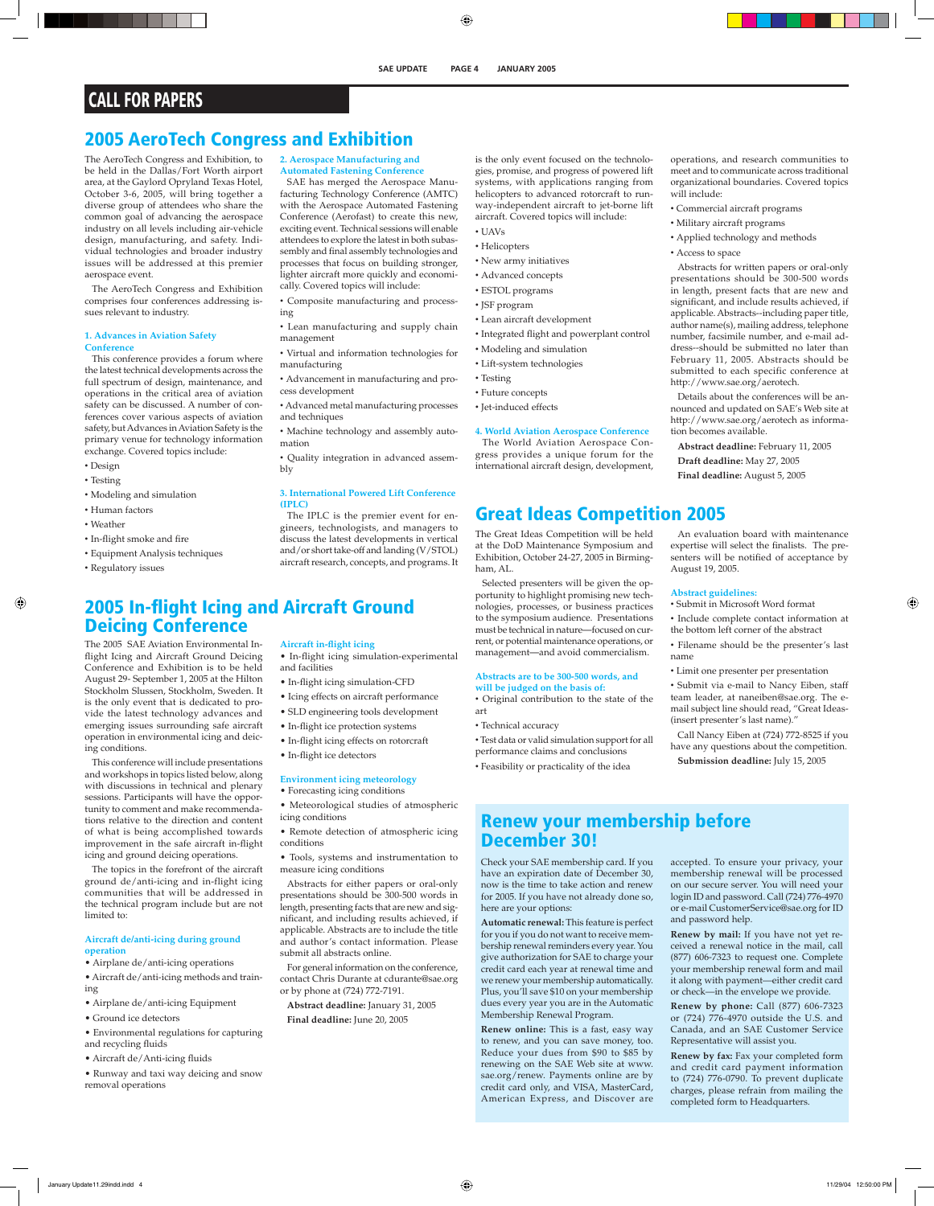# CALL FOR PAPERS

## 2005 AeroTech Congress and Exhibition

The AeroTech Congress and Exhibition, to be held in the Dallas/Fort Worth airport area, at the Gaylord Opryland Texas Hotel, October 3-6, 2005, will bring together a diverse group of attendees who share the common goal of advancing the aerospace industry on all levels including air-vehicle design, manufacturing, and safety. Individual technologies and broader industry issues will be addressed at this premier aerospace event.

The AeroTech Congress and Exhibition comprises four conferences addressing issues relevant to industry.

### 1. Advances in Aviation Safety Conference

This conference provides a forum where the latest technical developments across the full spectrum of design, maintenance, and operations in the critical area of aviation safety can be discussed. A number of conferences cover various aspects of aviation safety, but Advances in Aviation Safety is the primary venue for technology information exchange. Covered topics include:

- Design
- Testing
- Modeling and simulation
- Human factors
- Weather
- In-flight smoke and fire
- Equipment Analysis techniques
- Regulatory issues

### 2. Aerospace Manufacturing and Automated Fastening Conference

SAE has merged the Aerospace Manufacturing Technology Conference (AMTC) with the Aerospace Automated Fastening Conference (Aerofast) to create this new, exciting event. Technical sessions will enable attendees to explore the latest in both subassembly and final assembly technologies and processes that focus on building stronger, lighter aircraft more quickly and economically. Covered topics will include:

- Composite manufacturing and processing
- Lean manufacturing and supply chain management
- Virtual and information technologies for manufacturing
- Advancement in manufacturing and process development
- Advanced metal manufacturing processes and techniques
- Machine technology and assembly automation
- Quality integration in advanced assembly

### 3. International Powered Lift Conference (IPLC)

The IPLC is the premier event for engineers, technologists, and managers to discuss the latest developments in vertical and/or short take-off and landing (V/STOL) aircraft research, concepts, and programs. It is the only event focused on the technologies, promise, and progress of powered lift systems, with applications ranging from helicopters to advanced rotorcraft to runway-independent aircraft to jet-borne lift aircraft. Covered topics will include:

- UAVs
- Helicopters
- New army initiatives
- Advanced concepts
- ESTOL programs
- JSF program
- Lean aircraft development
- Integrated flight and powerplant control
- Modeling and simulation
- Lift-system technologies
- Testing
- Future concepts
- Jet-induced effects

### 4. World Aviation Aerospace Conference

The World Aviation Aerospace Congress provides a unique forum for the international aircraft design, development, operations, and research communities to meet and to communicate across traditional organizational boundaries. Covered topics will include:

- Commercial aircraft programs
- Military aircraft programs
- Applied technology and methods
- Access to space

Abstracts for written papers or oral-only presentations should be 300-500 words in length, present facts that are new and significant, and include results achieved, if applicable. Abstracts--including paper title, author name(s), mailing address, telephone number, facsimile number, and e-mail address--should be submitted no later than February 11, 2005. Abstracts should be submitted to each specific conference at http://www.sae.org/aerotech.

Details about the conferences will be announced and updated on SAE's Web site at http://www.sae.org/aerotech as information becomes available.

**Abstract deadline:** February 11, 2005

**Draft deadline:** May 27, 2005

**Final deadline:** August 5, 2005

## 2005 In-flight Icing and Aircraft Ground Deicing Conference

The 2005 SAE Aviation Environmental In-flight Icing and Aircraft Ground Deicing Conference and Exhibition is to be held August 29- September 1, 2005 at the Hilton Stockholm Slussen, Stockholm, Sweden. It is the only event that is dedicated to provide the latest technology advances and emerging issues surrounding safe aircraft operation in environmental icing and deicing conditions.

This conference will include presentations and workshops in topics listed below, along with discussions in technical and plenary sessions. Participants will have the opportunity to comment and make recommendations relative to the direction and content of what is being accomplished towards improvement in the safe aircraft in-flight icing and ground deicing operations.

The topics in the forefront of the aircraft ground de/anti-icing and in-flight icing communities that will be addressed in the technical program include but are not limited to:

### Aircraft de/anti-icing during ground operation

- Airplane de/anti-icing operations
- Aircraft de/anti-icing methods and training
- Airplane de/anti-icing Equipment
- Ground ice detectors
- Environmental regulations for capturing and recycling fluids
- Aircraft de/Anti-icing fluids
- Runway and taxi way deicing and snow removal operations

### Aircraft in-flight icing

- In-flight icing simulation-experimental and facilities
- In-flight icing simulation-CFD
- Icing effects on aircraft performance
- SLD engineering tools development
- In-flight ice protection systems
- In-flight icing effects on rotorcraft
- In-flight ice detectors

### Environment icing meteorology

- Forecasting icing conditions
- Meteorological studies of atmospheric icing conditions
- Remote detection of atmospheric icing conditions
- Tools, systems and instrumentation to measure icing conditions

Abstracts for either papers or oral-only presentations should be 300-500 words in length, presenting facts that are new and significant, and including results achieved, if applicable. Abstracts are to include the title and author's contact information. Please submit all abstracts online.

For general information on the conference, contact Chris Durante at cdurante@sae.org or by phone at (724) 772-7191.

**Abstract deadline:** January 31, 2005

**Final deadline:** June 20, 2005

## Great Ideas Competition 2005

The Great Ideas Competition will be held at the DoD Maintenance Symposium and Exhibition, October 24-27, 2005 in Birmingham, AL.

Selected presenters will be given the opportunity to highlight promising new technologies, processes, or business practices to the symposium audience. Presentations must be technical in nature—focused on current, or potential maintenance operations, or management—and avoid commercialism.

### Abstracts are to be 300-500 words, and will be judged on the basis of:

- Original contribution to the state of the art
- Technical accuracy
- Test data or valid simulation support for all performance claims and conclusions
- Feasibility or practicality of the idea

An evaluation board with maintenance expertise will select the finalists. The presenters will be notified of acceptance by August 19, 2005.

### Abstract guidelines:

- Submit in Microsoft Word format
- Include complete contact information at the bottom left corner of the abstract
- Filename should be the presenter's last name
- Limit one presenter per presentation
- Submit via e-mail to Nancy Eiben, staff team leader, at naneiben@sae.org. The e-mail subject line should read, "Great Ideas-(insert presenter's last name)."

Call Nancy Eiben at (724) 772-8525 if you have any questions about the competition.

**Submission deadline:** July 15, 2005

## Renew your membership before December 30!

Check your SAE membership card. If you have an expiration date of December 30, now is the time to take action and renew for 2005. If you have not already done so, here are your options:

**Automatic renewal:** This feature is perfect for you if you do not want to receive membership renewal reminders every year. You give authorization for SAE to charge your credit card each year at renewal time and we renew your membership automatically. Plus, you'll save $10 on your membership dues every year you are in the Automatic Membership Renewal Program.

**Renew online:** This is a fast, easy way to renew, and you can save money, too. Reduce your dues from $90 to $85 by renewing on the SAE Web site at www.sae.org/renew. Payments online are by credit card only, and VISA, MasterCard, American Express, and Discover are accepted. To ensure your privacy, your membership renewal will be processed on our secure server. You will need your login ID and password. Call (724) 776-4970 or e-mail CustomerService@sae.org for ID and password help.

**Renew by mail:** If you have not yet received a renewal notice in the mail, call (877) 606-7323 to request one. Complete your membership renewal form and mail it along with payment—either credit card or check—in the envelope we provide.

**Renew by phone:** Call (877) 606-7323 or (724) 776-4970 outside the U.S. and Canada, and an SAE Customer Service Representative will assist you.

**Renew by fax:** Fax your completed form and credit card payment information to (724) 776-0790. To prevent duplicate charges, please refrain from mailing the completed form to Headquarters.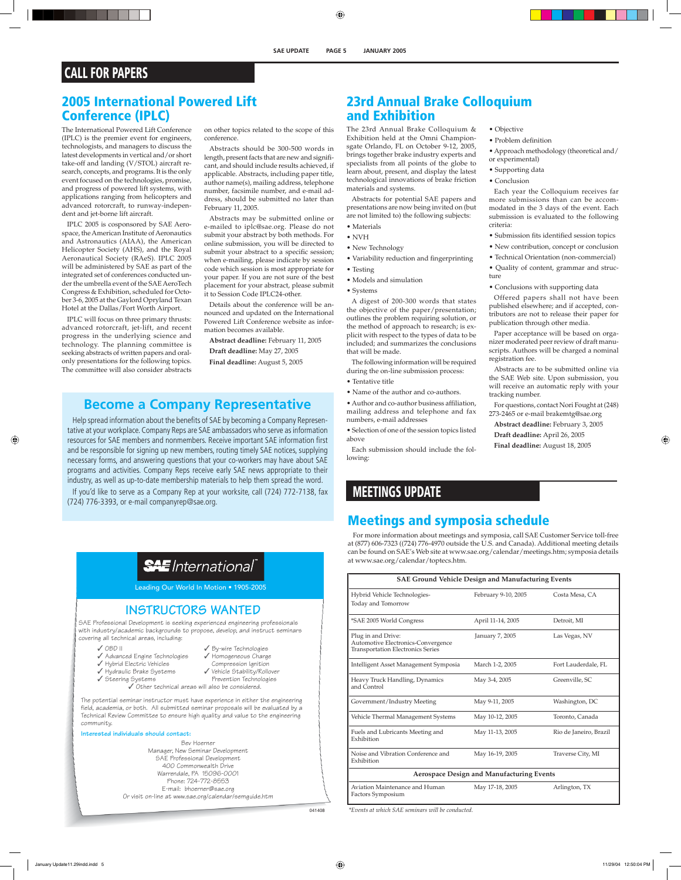# CALL FOR PAPERS

## 2005 International Powered Lift Conference (IPLC)

The International Powered Lift Conference (IPLC) is the premier event for engineers, technologists, and managers to discuss the latest developments in vertical and/or short take-off and landing (V/STOL) aircraft research, concepts, and programs. It is the only event focused on the technologies, promise, and progress of powered lift systems, with applications ranging from helicopters and advanced rotorcraft, to runway-independent and jet-borne lift aircraft.

IPLC 2005 is cosponsored by SAE Aerospace, the American Institute of Aeronautics and Astronautics (AIAA), the American Helicopter Society (AHS), and the Royal Aeronautical Society (RAeS). IPLC 2005 will be administered by SAE as part of the integrated set of conferences conducted under the umbrella event of the SAE AeroTech Congress & Exhibition, scheduled for October 3-6, 2005 at the Gaylord Opryland Texan Hotel at the Dallas/Fort Worth Airport.

IPLC will focus on three primary thrusts: advanced rotorcraft, jet-lift, and recent progress in the underlying science and technology. The planning committee is seeking abstracts of written papers and oral-only presentations for the following topics. The committee will also consider abstracts on other topics related to the scope of this conference.

Abstracts should be 300-500 words in length, present facts that are new and significant, and should include results achieved, if applicable. Abstracts, including paper title, author name(s), mailing address, telephone number, facsimile number, and e-mail address, should be submitted no later than February 11, 2005.

Abstracts may be submitted online or e-mailed to iplc@sae.org. Please do not submit your abstract by both methods. For online submission, you will be directed to submit your abstract to a specific session; when e-mailing, please indicate by session code which session is most appropriate for your paper. If you are not sure of the best placement for your abstract, please submit it to Session Code IPLC24-other.

Details about the conference will be announced and updated on the International Powered Lift Conference website as information becomes available.

**Abstract deadline:** February 11, 2005

**Draft deadline:** May 27, 2005

**Final deadline:** August 5, 2005

## 23rd Annual Brake Colloquium and Exhibition

The 23rd Annual Brake Colloquium & Exhibition held at the Omni Championsgate Orlando, FL on October 9-12, 2005, brings together brake industry experts and specialists from all points of the globe to learn about, present, and display the latest technological innovations of brake friction materials and systems.

Abstracts for potential SAE papers and presentations are now being invited on (but are not limited to) the following subjects:

- Materials
- NVH
- New Technology
- Variability reduction and fingerprinting
- Testing
- Models and simulation
- Systems

A digest of 200-300 words that states the objective of the paper/presentation; outlines the problem requiring solution, or the method of approach to research; is explicit with respect to the types of data to be included; and summarizes the conclusions that will be made.

The following information will be required during the on-line submission process:

- Tentative title
- Name of the author and co-authors.
- Author and co-author business affiliation, mailing address and telephone and fax numbers, e-mail addresses
- Selection of one of the session topics listed above

Each submission should include the following:

- Objective
- Problem definition
- Approach methodology (theoretical and/or experimental)
- Supporting data
- Conclusion

Each year the Colloquium receives far more submissions than can be accommodated in the 3 days of the event. Each submission is evaluated to the following criteria:

- Submission fits identified session topics
- New contribution, concept or conclusion
- Technical Orientation (non-commercial)
- Quality of content, grammar and structure
- Conclusions with supporting data

Offered papers shall not have been published elsewhere; and if accepted, contributors are not to release their paper for publication through other media.

Paper acceptance will be based on organizer moderated peer review of draft manuscripts. Authors will be charged a nominal registration fee.

Abstracts are to be submitted online via the SAE Web site. Upon submission, you will receive an automatic reply with your tracking number.

For questions, contact Nori Fought at (248) 273-2465 or e-mail brakemtg@sae.org

**Abstract deadline:** February 3, 2005

**Draft deadline:** April 26, 2005

**Final deadline:** August 18, 2005

## Become a Company Representative

Help spread information about the benefits of SAE by becoming a Company Representative at your workplace. Company Reps are SAE ambassadors who serve as information resources for SAE members and nonmembers. Receive important SAE information first and be responsible for signing up new members, routing timely SAE notices, supplying necessary forms, and answering questions that your co-workers may have about SAE programs and activities. Company Reps receive early SAE news appropriate to their industry, as well as up-to-date membership materials to help them spread the word.

If you'd like to serve as a Company Rep at your worksite, call (724) 772-7138, fax (724) 776-3393, or e-mail companyrep@sae.org.

**SAE International™**

Leading Our World In Motion • 1905-2005

## INSTRUCTORS WANTED

SAE Professional Development is seeking experienced engineering professionals with industry/academic backgrounds to propose, develop, and instruct seminars covering all technical areas, including:

- ✓ OBD II
- ✓ Advanced Engine Technologies
- ✓ Hybrid Electric Vehicles
- ✓ Hydraulic Brake Systems
- ✓ Steering Systems
- ✓ By-wire Technologies
- ✓ Homogeneous Charge Compression Ignition
- ✓ Vehicle Stability/Rollover Prevention Technologies
- ✓ Other technical areas will also be considered.

The potential seminar instructor must have experience in either the engineering field, academia, or both. All submitted seminar proposals will be evaluated by a Technical Review Committee to ensure high quality and value to the engineering community.

Interested individuals should contact:

Bev Hoerner
Manager, New Seminar Development
SAE Professional Development
400 Commonwealth Drive
Warrendale, PA 15096-0001
Phone: 724-772-8553
E-mail: bhoerner@sae.org
Or visit on-line at www.sae.org/calendar/semguide.htm

041408

# MEETINGS UPDATE

## Meetings and symposia schedule

For more information about meetings and symposia, call SAE Customer Service toll-free at (877) 606-7323 ((724) 776-4970 outside the U.S. and Canada). Additional meeting details can be found on SAE's Web site at www.sae.org/calendar/meetings.htm; symposia details at www.sae.org/calendar/toptecs.htm.

| SAE Ground Vehicle Design and Manufacturing Events | | |
|---|---|---|
| Hybrid Vehicle Technologies-Today and Tomorrow | February 9-10, 2005 | Costa Mesa, CA |
| *SAE 2005 World Congress | April 11-14, 2005 | Detroit, MI |
| Plug in and Drive: Automotive Electronics-Convergence Transportation Electronics Series | January 7, 2005 | Las Vegas, NV |
| Intelligent Asset Management Symposia | March 1-2, 2005 | Fort Lauderdale, FL |
| Heavy Truck Handling, Dynamics and Control | May 3-4, 2005 | Greenville, SC |
| Government/Industry Meeting | May 9-11, 2005 | Washington, DC |
| Vehicle Thermal Management Systems | May 10-12, 2005 | Toronto, Canada |
| Fuels and Lubricants Meeting and Exhibition | May 11-13, 2005 | Rio de Janeiro, Brazil |
| Noise and Vibration Conference and Exhibition | May 16-19, 2005 | Traverse City, MI |
| **Aerospace Design and Manufacturing Events** | | |
| Aviation Maintenance and Human Factors Symposium | May 17-18, 2005 | Arlington, TX |

*Events at which SAE seminars will be conducted.*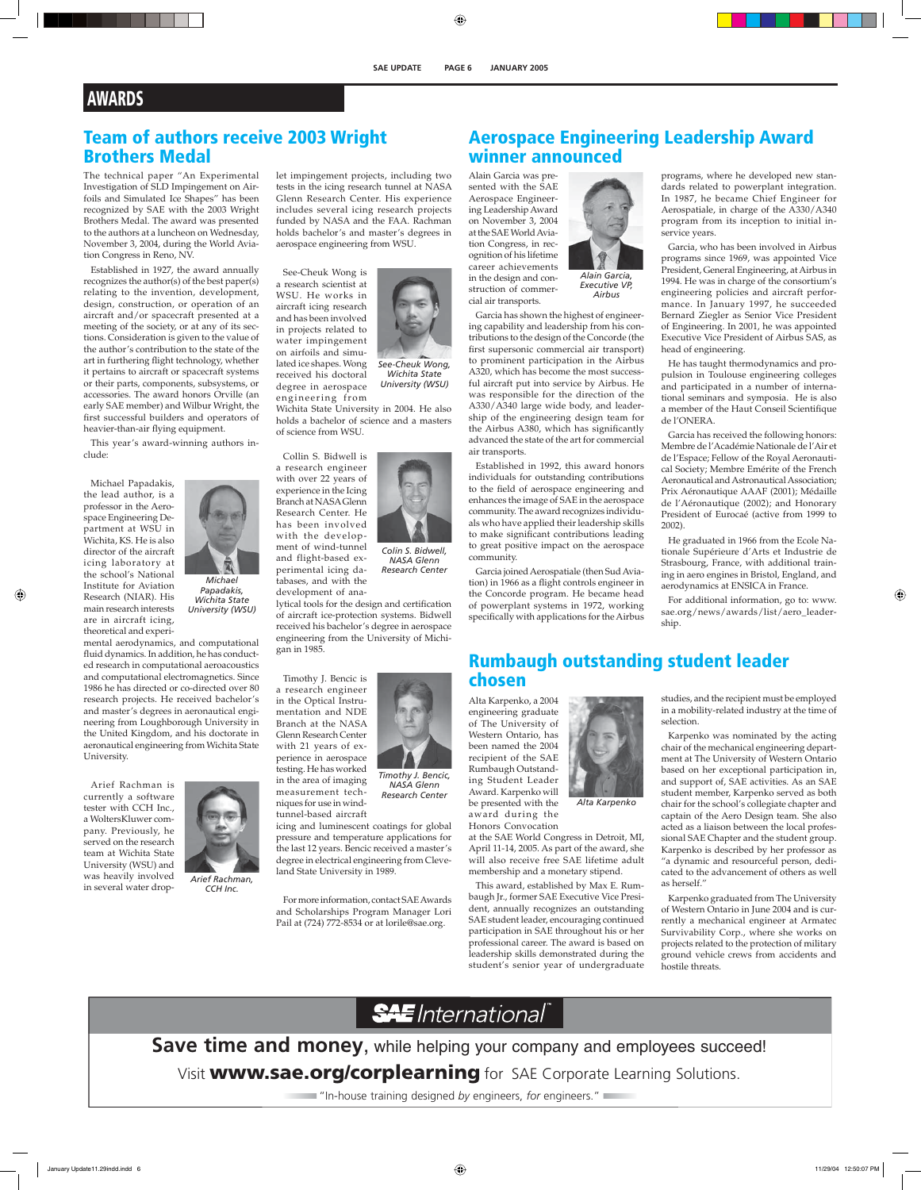# AWARDS

## Team of authors receive 2003 Wright Brothers Medal

The technical paper "An Experimental Investigation of SLD Impingement on Airfoils and Simulated Ice Shapes" has been recognized by SAE with the 2003 Wright Brothers Medal. The award was presented to the authors at a luncheon on Wednesday, November 3, 2004, during the World Aviation Congress in Reno, NV.

Established in 1927, the award annually recognizes the author(s) of the best paper(s) relating to the invention, development, design, construction, or operation of an aircraft and/or spacecraft presented at a meeting of the society, or at any of its sections. Consideration is given to the value of the author's contribution to the state of the art in furthering flight technology, whether it pertains to aircraft or spacecraft systems or their parts, components, subsystems, or accessories. The award honors Orville (an early SAE member) and Wilbur Wright, the first successful builders and operators of heavier-than-air flying equipment.

This year's award-winning authors include:

Michael Papadakis, the lead author, is a professor in the Aerospace Engineering Department at WSU in Wichita, KS. He is also director of the aircraft icing laboratory at the school's National Institute for Aviation Research (NIAR). His main research interests are in aircraft icing, theoretical and experimental aerodynamics, and computational fluid dynamics. In addition, he has conducted research in computational aeroacoustics and computational electromagnetics. Since 1986 he has directed or co-directed over 80 research projects. He received bachelor's and master's degrees in aeronautical engineering from Loughborough University in the United Kingdom, and his doctorate in aeronautical engineering from Wichita State University.

*Michael Papadakis, Wichita State University (WSU)*

Arief Rachman is currently a software tester with CCH Inc., a WoltersKluwer company. Previously, he served on the research team at Wichita State University (WSU) and was heavily involved in several water droplet impingement projects, including two tests in the icing research tunnel at NASA Glenn Research Center. His experience includes several icing research projects funded by NASA and the FAA. Rachman holds bachelor's and master's degrees in aerospace engineering from WSU.

*Arief Rachman, CCH Inc.*

See-Cheuk Wong is a research scientist at WSU. He works in aircraft icing research and has been involved in projects related to water impingement on airfoils and simulated ice shapes. Wong received his doctoral degree in aerospace engineering from Wichita State University in 2004. He also holds a bachelor of science and a masters of science from WSU.

*See-Cheuk Wong, Wichita State University (WSU)*

Collin S. Bidwell is a research engineer with over 22 years of experience in the Icing Branch at NASA Glenn Research Center. He has been involved with the development of wind-tunnel and flight-based experimental icing databases, and with the development of analytical tools for the design and certification of aircraft ice-protection systems. Bidwell received his bachelor's degree in aerospace engineering from the University of Michigan in 1985.

*Colin S. Bidwell, NASA Glenn Research Center*

Timothy J. Bencic is a research engineer in the Optical Instrumentation and NDE Branch at the NASA Glenn Research Center with 21 years of experience in aerospace testing. He has worked in the area of imaging measurement techniques for use in wind-tunnel-based aircraft icing and luminescent coatings for global pressure and temperature applications for the last 12 years. Bencic received a master's degree in electrical engineering from Cleveland State University in 1989.

*Timothy J. Bencic, NASA Glenn Research Center*

For more information, contact SAE Awards and Scholarships Program Manager Lori Pail at (724) 772-8534 or at lorile@sae.org.

## Aerospace Engineering Leadership Award winner announced

Alain Garcia was presented with the SAE Aerospace Engineering Leadership Award on November 3, 2004 at the SAE World Aviation Congress, in recognition of his lifetime career achievements in the design and construction of commercial air transports.

*Alain Garcia, Executive VP, Airbus*

Garcia has shown the highest of engineering capability and leadership from his contributions to the design of the Concorde (the first supersonic commercial air transport) to prominent participation in the Airbus A320, which has become the most successful aircraft put into service by Airbus. He was responsible for the direction of the A330/A340 large wide body, and leadership of the engineering design team for the Airbus A380, which has significantly advanced the state of the art for commercial air transports.

Established in 1992, this award honors individuals for outstanding contributions to the field of aerospace engineering and enhances the image of SAE in the aerospace community. The award recognizes individuals who have applied their leadership skills to make significant contributions leading to great positive impact on the aerospace community.

Garcia joined Aerospatiale (then Sud Aviation) in 1966 as a flight controls engineer in the Concorde program. He became head of powerplant systems in 1972, working specifically with applications for the Airbus programs, where he developed new standards related to powerplant integration. In 1987, he became Chief Engineer for Aerospatiale, in charge of the A330/A340 program from its inception to initial in-service years.

Garcia, who has been involved in Airbus programs since 1969, was appointed Vice President, General Engineering, at Airbus in 1994. He was in charge of the consortium's engineering policies and aircraft performance. In January 1997, he succeeded Bernard Ziegler as Senior Vice President of Engineering. In 2001, he was appointed Executive Vice President of Airbus SAS, as head of engineering.

He has taught thermodynamics and propulsion in Toulouse engineering colleges and participated in a number of international seminars and symposia. He is also a member of the Haut Conseil Scientifique de l'ONERA.

Garcia has received the following honors: Membre de l'Académie Nationale de l'Air et de l'Espace; Fellow of the Royal Aeronautical Society; Membre Emérite of the French Aeronautical and Astronautical Association; Prix Aéronautique AAAF (2001); Médaille de l'Aéronautique (2002); and Honorary President of Eurocaé (active from 1999 to 2002).

He graduated in 1966 from the Ecole Nationale Supérieure d'Arts et Industrie de Strasbourg, France, with additional training in aero engines in Bristol, England, and aerodynamics at ENSICA in France.

For additional information, go to: www.sae.org/news/awards/list/aero_leadership.

## Rumbaugh outstanding student leader chosen

Alta Karpenko, a 2004 engineering graduate of The University of Western Ontario, has been named the 2004 recipient of the SAE Rumbaugh Outstanding Student Leader Award. Karpenko will be presented with the award during the Honors Convocation at the SAE World Congress in Detroit, MI, April 11-14, 2005. As part of the award, she will also receive free SAE lifetime adult membership and a monetary stipend.

*Alta Karpenko*

This award, established by Max E. Rumbaugh Jr., former SAE Executive Vice President, annually recognizes an outstanding SAE student leader, encouraging continued participation in SAE throughout his or her professional career. The award is based on leadership skills demonstrated during the student's senior year of undergraduate studies, and the recipient must be employed in a mobility-related industry at the time of selection.

Karpenko was nominated by the acting chair of the mechanical engineering department at The University of Western Ontario based on her exceptional participation in, and support of, SAE activities. As an SAE student member, Karpenko served as both chair for the school's collegiate chapter and captain of the Aero Design team. She also acted as a liaison between the local professional SAE Chapter and the student group. Karpenko is described by her professor as "a dynamic and resourceful person, dedicated to the advancement of others as well as herself."

Karpenko graduated from The University of Western Ontario in June 2004 and is currently a mechanical engineer at Armatec Survivability Corp., where she works on projects related to the protection of military ground vehicle crews from accidents and hostile threats.

---

**SAE International**

**Save time and money**, while helping your company and employees succeed!

Visit **www.sae.org/corplearning** for SAE Corporate Learning Solutions.

"In-house training designed *by* engineers, *for* engineers."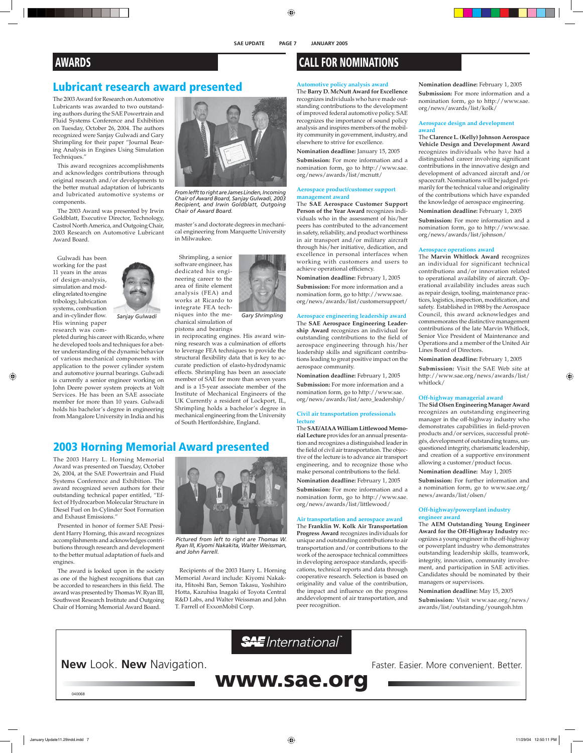# AWARDS

## Lubricant research award presented

The 2003 Award for Research on Automotive Lubricants was awarded to two outstanding authors during the SAE Powertrain and Fluid Systems Conference and Exhibition on Tuesday, October 26, 2004. The authors recognized were Sanjay Gulwadi and Gary Shrimpling for their paper "Journal Bearing Analysis in Engines Using Simulation Techniques."

This award recognizes accomplishments and acknowledges contributions through original research and/or developments to the better mutual adaptation of lubricants and lubricated automotive systems or components.

The 2003 Award was presented by Irwin Goldblatt, Executive Director, Technology, Castrol North America, and Outgoing Chair, 2003 Research on Automotive Lubricant Award Board.

*From lefft to right are James Linden, Incoming Chair of Award Board, Sanjay Gulwadi, 2003 Recipient, and Irwin Goldblatt, Outgoing Chair of Award Board.*

Gulwadi has been working for the past 11 years in the areas of design-analysis, simulation and modeling related to engine tribology, lubrication systems, combustion and in-cylinder flow. His winning paper research was completed during his career with Ricardo, where he developed tools and techniques for a better understanding of the dynamic behavior of various mechanical components with application to the power cylinder system and automotive journal bearings. Gulwadi is currently a senior engineer working on John Deere power system projects at Volt Services. He has been an SAE associate member for more than 10 years. Gulwadi holds his bachelor's degree in engineering from Mangalore University in India and his master's and doctorate degrees in mechanical engineering from Marquette University in Milwaukee.

*Sanjay Gulwadi*

Shrimpling, a senior software engineer, has dedicated his engineering career to the area of finite element analysis (FEA) and works at Ricardo to integrate FEA techniques into the mechanical simulation of pistons and bearings in reciprocating engines. His award winning research was a culmination of efforts to leverage FEA techniques to provide the structural flexibility data that is key to accurate prediction of elasto-hydrodynamic effects. Shrimpling has been an associate member of SAE for more than seven years and is a 15-year associate member of the Institute of Mechanical Engineers of the UK Currently a resident of Lockport, IL, Shrimpling holds a bachelor's degree in mechanical engineering from the University of South Hertfordshire, England.

*Gary Shrimpling*

## 2003 Horning Memorial Award presented

The 2003 Harry L. Horning Memorial Award was presented on Tuesday, October 26, 2004, at the SAE Powertrain and Fluid Systems Conference and Exhibition. The award recognized seven authors for their outstanding technical paper entitled, "Effect of Hydrocarbon Molecular Structure in Diesel Fuel on In-Cylinder Soot Formation and Exhaust Emissions."

Presented in honor of former SAE President Harry Horning, this award recognizes accomplishments and acknowledges contributions through research and development to the better mutual adaptation of fuels and engines.

The award is looked upon in the society as one of the highest recognitions that can be accorded to researchers in this field. The award was presented by Thomas W. Ryan III, Southwest Research Institute and Outgoing Chair of Horning Memorial Award Board.

*Pictured from left to right are Thomas W. Ryan III, Kiyomi Nakakita, Walter Weissman, and John Farrell.*

Recipients of the 2003 Harry L. Horning Memorial Award include: Kiyomi Nakakita, Hitoshi Ban, Semon Takasu, Yoshihiro Hotta, Kazuhisa Inagaki of Toyota Central R&D Labs, and Walter Weissman and John T. Farrell of ExxonMobil Corp.

# CALL FOR NOMINATIONS

### Automotive policy analysis award

The **Barry D. McNutt Award for Excellence** recognizes individuals who have made outstanding contributions to the development of improved federal automotive policy. SAE recognizes the importance of sound policy analysis and inspires members of the mobility community in government, industry, and elsewhere to strive for excellence.

**Nomination deadline:** January 15, 2005

**Submission:** For more information and a nomination form, go to http://www.sae.org/news/awards/list/mcnutt/

### Aerospace product/customer support management award

The **SAE Aerospace Customer Support Person of the Year Award** recognizes individuals who in the assessment of his/her peers has contributed to the advancement in safety, reliability, and product worthiness in air transport and/or military aircraft through his/her initiative, dedication, and excellence in personal interfaces when working with customers and users to achieve operational efficiency.

**Nomination deadline:** February 1, 2005

**Submission:** For more information and a nomination form, go to http://www.sae.org/news/awards/list/customersupport/

### Aerospace engineering leadership award

The **SAE Aerospace Engineering Leadership Award** recognizes an individual for outstanding contributions to the field of aerospace engineering through his/her leadership skills and significant contributions leading to great positive impact on the aerospace community.

**Nomination deadline:** February 1, 2005

**Submission:** For more information and a nomination form, go to http://www.sae.org/news/awards/list/aero_leadership/

### Civil air transportation professionals lecture

The **SAE/AIAA William Littlewood Memorial Lecture** provides for an annual presentation and recognizes a distinguished leader in the field of civil air transportation. The objective of the lecture is to advance air transport engineering, and to recognize those who make personal contributions to the field.

**Nomination deadline:** February 1, 2005

**Submission:** For more information and a nomination form, go to http://www.sae.org/news/awards/list/littlewood/

### Air transportation and aerospace award

The **Franklin W. Kolk Air Transportation Progress Award** recognizes individuals for unique and outstanding contributions to air transportation and/or contributions to the work of the aerospace technical committees in developing aerospace standards, specifications, technical reports and data through cooperative research. Selection is based on originality and value of the contribution, the impact and influence on the progress anddevelopment of air transportation, and peer recognition.

**Nomination deadline:** February 1, 2005

**Submission:** For more information and a nomination form, go to http://www.sae.org/news/awards/list/kolk/

### Aerospace design and development award

The **Clarence L. (Kelly) Johnson Aerospace Vehicle Design and Development Award** recognizes individuals who have had a distinguished career involving significant contributions in the innovative design and development of advanced aircraft and/or spacecraft. Nominations will be judged primarily for the technical value and originality of the contributions which have expanded the knowledge of aerospace engineering.

**Nomination deadline:** February 1, 2005

**Submission:** For more information and a nomination form, go to http://www.sae.org/news/awards/list/johnson/

### Aerospace operations award

The **Marvin Whitlock Award** recognizes an individual for significant technical contributions and/or innovation related to operational availability of aircraft. Operational availability includes areas such as repair design, tooling, maintenance practices, logistics, inspection, modification, and safety. Established in 1988 by the Aerospace Council, this award acknowledges and commemorates the distinctive management contributions of the late Marvin Whitlock, Senior Vice President of Maintenance and Operations and a member of the United Air Lines Board of Directors.

**Nomination deadline:** February 1, 2005

**Submission:** Visit the SAE Web site at http://www.sae.org/news/awards/list/whitlock/

### Off-highway managerial award

The **Sid Olsen Engineering Manager Award** recognizes an outstanding engineering manager in the off-highway industry who demonstrates capabilities in field-proven products and/or services, successful protégés, development of outstanding teams, unquestioned integrity, charismatic leadership, and creation of a supportive environment allowing a customer/product focus.

**Nomination deadline:** May 1, 2005

**Submission:** For further information and a nomination form, go to www.sae.org/news/awards/list/olsen/

### Off-highway/powerplant industry engineer award

The **AEM Outstanding Young Engineer Award for the Off-Highway Industry** recognizes a young engineer in the off-highway or powerplant industry who demonstrates outstanding leadership skills, teamwork, integrity, innovation, community involvement, and participation in SAE activities. Candidates should be nominated by their managers or supervisors.

**Nomination deadline:** May 15, 2005

**Submission:** Visit www.sae.org/news/awards/list/outstanding/youngoh.htm

---

SAE International™

**New** Look. **New** Navigation. Faster. Easier. More convenient. Better.

**www.sae.org**

040068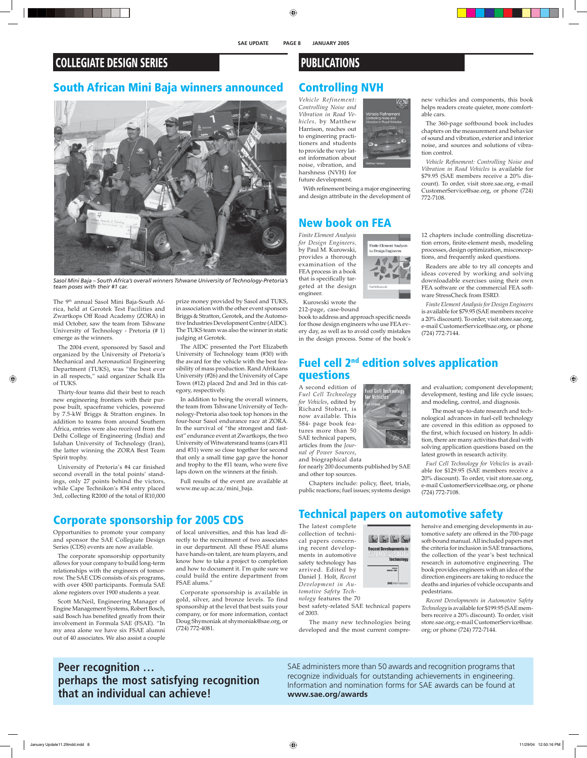## COLLEGIATE DESIGN SERIES

### South African Mini Baja winners announced

*Sasol Mini Baja – South Africa's overall winners Tshwane University of Technology-Pretoria's team poses with their #1 car.*

The 9th annual Sasol Mini Baja-South Africa, held at Gerotek Test Facilities and Zwartkops Off Road Academy (ZORA) in mid October, saw the team from Tshwane University of Technology - Pretoria (# 1) emerge as the winners.

The 2004 event, sponsored by Sasol and organized by the University of Pretoria's Mechanical and Aeronautical Engineering Department (TUKS), was "the best ever in all respects," said organizer Schalk Els of TUKS.

Thirty-four teams did their best to reach new engineering frontiers with their purpose built, spaceframe vehicles, powered by 7.5-kW Briggs & Stratton engines. In addition to teams from around Southern Africa, entries were also received from the Delhi College of Engineering (India) and Isfahan University of Technology (Iran), the latter winning the ZORA Best Team Spirit trophy.

University of Pretoria's #4 car finished second overall in the total points' standings, only 27 points behind the victors, while Cape Technikon's #34 entry placed 3rd, collecting R2000 of the total of R10,000 prize money provided by Sasol and TUKS, in association with the other event sponsors Briggs & Stratton, Gerotek, and the Automotive Industries Development Centre (AIDC). The TUKS team was also the winner in static judging at Gerotek.

The AIDC presented the Port Elizabeth University of Technology team (#30) with the award for the vehicle with the best feasibility of mass production. Rand Afrikaans University (#26) and the University of Cape Town (#12) placed 2nd and 3rd in this category, respectively.

In addition to being the overall winners, the team from Tshwane University of Technology-Pretoria also took top honors in the four-hour Sasol endurance race at ZORA. In the survival of "the strongest and fastest" endurance event at Zwartkops, the two University of Witwatersrand teams (cars #11 and #31) were so close together for second that only a small time gap gave the honor and trophy to the #11 team, who were five laps down on the winners at the finish.

Full results of the event are available at www.me.up.ac.za/mini_baja.

### Corporate sponsorship for 2005 CDS

Opportunities to promote your company and sponsor the SAE Collegiate Design Series (CDS) events are now available.

The corporate sponsorship opportunity allows for your company to build long-term relationships with the engineers of tomorrow. The SAE CDS consists of six programs, with over 4500 participants. Formula SAE alone registers over 1900 students a year.

Scott McNeil, Engineering Manager of Engine Management Systems, Robert Bosch, said Bosch has benefited greatly from their involvement in Formula SAE (FSAE). "In my area alone we have six FSAE alumni out of 40 associates. We also assist a couple of local universities, and this has lead directly to the recruitment of two associates in our department. All these FSAE alums have hands-on talent, are team players, and know how to take a project to completion and how to document it. I'm quite sure we could build the entire department from FSAE alums."

Corporate sponsorship is available in gold, silver, and bronze levels. To find sponsorship at the level that best suits your company, or for more information, contact Doug Shymoniak at shymoniak@sae.org, or (724) 772-4081.

## PUBLICATIONS

### Controlling NVH

*Vehicle Refinement: Controlling Noise and Vibration in Road Vehicles,* by Matthew Harrison, reaches out to engineering practitioners and students to provide the very latest information about noise, vibration, and harshness (NVH) for future development.

With refinement being a major engineering and design attribute in the development of new vehicles and components, this book helps readers create quieter, more comfortable cars.

The 360-page softbound book includes chapters on the measurement and behavior of sound and vibration, exterior and interior noise, and sources and solutions of vibration control.

*Vehicle Refinement: Controlling Noise and Vibration in Road Vehicles* is available for $79.95 (SAE members receive a 20% discount). To order, visit store.sae.org, e-mail CustomerService@sae.org, or phone (724) 772-7108.

### New book on FEA

*Finite Element Analysis for Design Engineers,* by Paul M. Kurowski, provides a thorough examination of the FEA process in a book that is specifically targeted at the design engineer.

Kurowski wrote the 212-page, case-bound book to address and approach specific needs for those design engineers who use FEA every day, as well as to avoid costly mistakes in the design process. Some of the book's 12 chapters include controlling discretization errors, finite-element mesh, modeling processes, design optimization, misconceptions, and frequently asked questions.

Readers are able to try all concepts and ideas covered by working and solving downloadable exercises using their own FEA software or the commercial FEA software StressCheck from ESRD.

*Finite Element Analysis for Design Engineers* is available for $79.95 (SAE members receive a 20% discount). To order, visit store.sae.org, e-mail CustomerService@sae.org, or phone (724) 772-7144.

### Fuel cell 2nd edition solves application questions

A second edition of *Fuel Cell Technology for Vehicles*, edited by Richard Stobart, is now available. This 584- page book features more than 50 SAE technical papers, articles from the *Journal of Power Sources*, and biographical data for nearly 200 documents published by SAE and other top sources.

Chapters include: policy, fleet, trials, public reactions; fuel issues; systems design and evaluation; component development; development, testing and life cycle issues; and modeling, control, and diagnosis.

The most up-to-date research and technological advances in fuel-cell technology are covered in this edition as opposed to the first, which focused on history. In addition, there are many activities that deal with solving application questions based on the latest growth in research activity.

*Fuel Cell Technology for Vehicles* is available for $129.95 (SAE members receive a 20% discount). To order, visit store.sae.org, e-mail CustomerService@sae.org, or phone (724) 772-7108.

### Technical papers on automotive safety

The latest complete collection of technical papers concerning recent developments in automotive safety technology has arrived. Edited by Daniel J. Holt, *Recent Development in Automotive Safety Technology* features the 70 best safety-related SAE technical papers of 2003.

The many new technologies being developed and the most current comprehensive and emerging developments in automotive safety are offered in the 700-page soft-bound manual. All included papers met the criteria for inclusion in SAE transactions, the collection of the year's best technical research in automotive engineering. The book provides engineers with an idea of the direction engineers are taking to reduce the deaths and injuries of vehicle occupants and pedestrians.

*Recent Developments in Automotive Safety Technology* is available for $199.95 (SAE members receive a 20% discount). To order, visit store.sae.org; e-mail CustomerService@sae.org; or phone (724) 772-7144.

**Peer recognition … perhaps the most satisfying recognition that an individual can achieve!**

SAE administers more than 50 awards and recognition programs that recognize individuals for outstanding achievements in engineering. Information and nomination forms for SAE awards can be found at **www.sae.org/awards**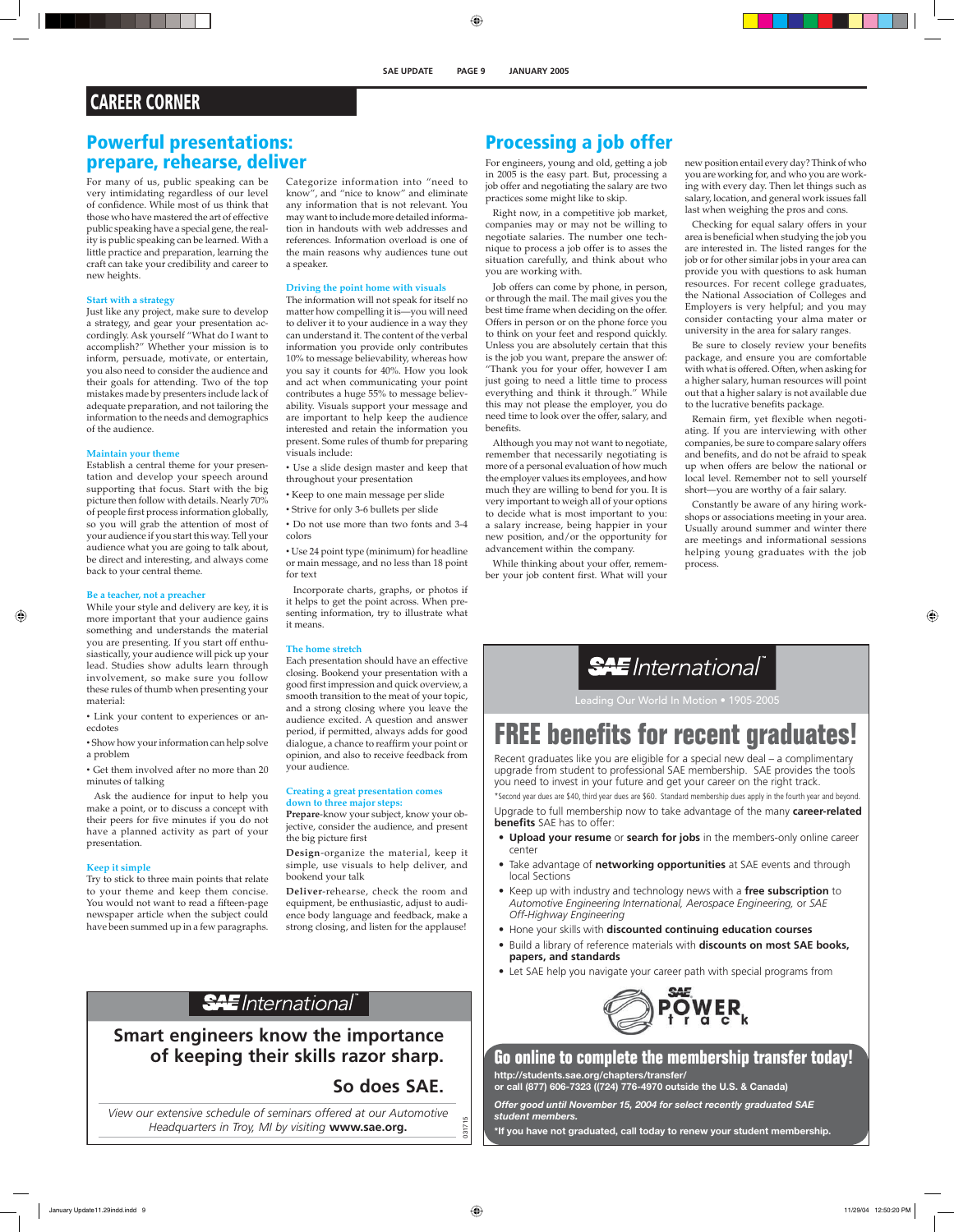# CAREER CORNER

## Powerful presentations: prepare, rehearse, deliver

For many of us, public speaking can be very intimidating regardless of our level of confidence. While most of us think that those who have mastered the art of effective public speaking have a special gene, the reality is public speaking can be learned. With a little practice and preparation, learning the craft can take your credibility and career to new heights.

### Start with a strategy

Just like any project, make sure to develop a strategy, and gear your presentation accordingly. Ask yourself "What do I want to accomplish?" Whether your mission is to inform, persuade, motivate, or entertain, you also need to consider the audience and their goals for attending. Two of the top mistakes made by presenters include lack of adequate preparation, and not tailoring the information to the needs and demographics of the audience.

### Maintain your theme

Establish a central theme for your presentation and develop your speech around supporting that focus. Start with the big picture then follow with details. Nearly 70% of people first process information globally, so you will grab the attention of most of your audience if you start this way. Tell your audience what you are going to talk about, be direct and interesting, and always come back to your central theme.

### Be a teacher, not a preacher

While your style and delivery are key, it is more important that your audience gains something and understands the material you are presenting. If you start off enthusiastically, your audience will pick up your lead. Studies show adults learn through involvement, so make sure you follow these rules of thumb when presenting your material:

- Link your content to experiences or anecdotes
- Show how your information can help solve a problem
- Get them involved after no more than 20 minutes of talking

Ask the audience for input to help you make a point, or to discuss a concept with their peers for five minutes if you do not have a planned activity as part of your presentation.

### Keep it simple

Try to stick to three main points that relate to your theme and keep them concise. You would not want to read a fifteen-page newspaper article when the subject could have been summed up in a few paragraphs.

Categorize information into "need to know", and "nice to know" and eliminate any information that is not relevant. You may want to include more detailed information in handouts with web addresses and references. Information overload is one of the main reasons why audiences tune out a speaker.

### Driving the point home with visuals

The information will not speak for itself no matter how compelling it is—you will need to deliver it to your audience in a way they can understand it. The content of the verbal information you provide only contributes 10% to message believability, whereas how you say it counts for 40%. How you look and act when communicating your point contributes a huge 55% to message believability. Visuals support your message and are important to help keep the audience interested and retain the information you present. Some rules of thumb for preparing visuals include:

- Use a slide design master and keep that throughout your presentation
- Keep to one main message per slide
- Strive for only 3-6 bullets per slide
- Do not use more than two fonts and 3-4 colors
- Use 24 point type (minimum) for headline or main message, and no less than 18 point for text

Incorporate charts, graphs, or photos if it helps to get the point across. When presenting information, try to illustrate what it means.

### The home stretch

Each presentation should have an effective closing. Bookend your presentation with a good first impression and quick overview, a smooth transition to the meat of your topic, and a strong closing where you leave the audience excited. A question and answer period, if permitted, always adds for good dialogue, a chance to reaffirm your point or opinion, and also to receive feedback from your audience.

### Creating a great presentation comes down to three major steps:

**Prepare**-know your subject, know your objective, consider the audience, and present the big picture first

**Design**-organize the material, keep it simple, use visuals to help deliver, and bookend your talk

**Deliver**-rehearse, check the room and equipment, be enthusiastic, adjust to audience body language and feedback, make a strong closing, and listen for the applause!

## Processing a job offer

For engineers, young and old, getting a job in 2005 is the easy part. But, processing a job offer and negotiating the salary are two practices some might like to skip.

Right now, in a competitive job market, companies may or may not be willing to negotiate salaries. The number one technique to process a job offer is to asses the situation carefully, and think about who you are working with.

Job offers can come by phone, in person, or through the mail. The mail gives you the best time frame when deciding on the offer. Offers in person or on the phone force you to think on your feet and respond quickly. Unless you are absolutely certain that this is the job you want, prepare the answer of: "Thank you for your offer, however I am just going to need a little time to process everything and think it through." While this may not please the employer, you do need time to look over the offer, salary, and benefits.

Although you may not want to negotiate, remember that necessarily negotiating is more of a personal evaluation of how much the employer values its employees, and how much they are willing to bend for you. It is very important to weigh all of your options to decide what is most important to you: a salary increase, being happier in your new position, and/or the opportunity for advancement within the company.

While thinking about your offer, remember your job content first. What will your new position entail every day? Think of who you are working for, and who you are working with every day. Then let things such as salary, location, and general work issues fall last when weighing the pros and cons.

Checking for equal salary offers in your area is beneficial when studying the job you are interested in. The listed ranges for the job or for other similar jobs in your area can provide you with questions to ask human resources. For recent college graduates, the National Association of Colleges and Employers is very helpful; and you may consider contacting your alma mater or university in the area for salary ranges.

Be sure to closely review your benefits package, and ensure you are comfortable with what is offered. Often, when asking for a higher salary, human resources will point out that a higher salary is not available due to the lucrative benefits package.

Remain firm, yet flexible when negotiating. If you are interviewing with other companies, be sure to compare salary offers and benefits, and do not be afraid to speak up when offers are below the national or local level. Remember not to sell yourself short—you are worthy of a fair salary.

Constantly be aware of any hiring workshops or associations meeting in your area. Usually around summer and winter there are meetings and informational sessions helping young graduates with the job process.

---

**SAE International™**

Smart engineers know the importance of keeping their skills razor sharp.

**So does SAE.**

*View our extensive schedule of seminars offered at our Automotive Headquarters in Troy, MI by visiting* ***www.sae.org.***

031715

---

**SAE International™**

Leading Our World In Motion • 1905-2005

# FREE benefits for recent graduates!

Recent graduates like you are eligible for a special new deal – a complimentary upgrade from student to professional SAE membership. SAE provides the tools you need to invest in your future and get your career on the right track.

*Second year dues are $40, third year dues are $60. Standard membership dues apply in the fourth year and beyond.

Upgrade to full membership now to take advantage of the many **career-related benefits** SAE has to offer:

- **Upload your resume** or **search for jobs** in the members-only online career center
- Take advantage of **networking opportunities** at SAE events and through local Sections
- Keep up with industry and technology news with a **free subscription** to *Automotive Engineering International, Aerospace Engineering,* or *SAE Off-Highway Engineering*
- Hone your skills with **discounted continuing education courses**
- Build a library of reference materials with **discounts on most SAE books, papers, and standards**
- Let SAE help you navigate your career path with special programs from

SAE POWER track

## Go online to complete the membership transfer today!

**http://students.sae.org/chapters/transfer/**
**or call (877) 606-7323 ((724) 776-4970 outside the U.S. & Canada)**

***Offer good until November 15, 2004 for select recently graduated SAE student members.***

**\*If you have not graduated, call today to renew your student membership.**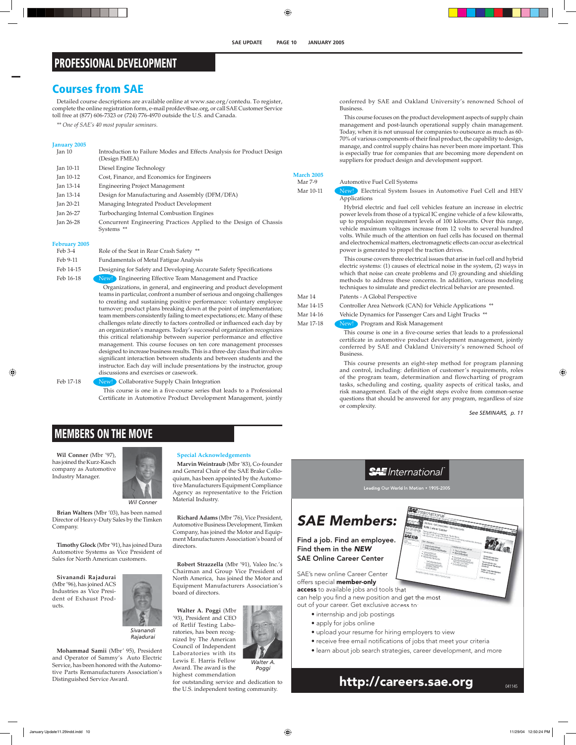# PROFESSIONAL DEVELOPMENT

## Courses from SAE

Detailed course descriptions are available online at www.sae.org/contedu. To register, complete the online registration form, e-mail profdev@sae.org, or call SAE Customer Service toll free at (877) 606-7323 or (724) 776-4970 outside the U.S. and Canada.

*\*\* One of SAE's 40 most popular seminars.*

### January 2005

| Date | Course |
|---|---|
| Jan 10 | Introduction to Failure Modes and Effects Analysis for Product Design (Design FMEA) |
| Jan 10-11 | Diesel Engine Technology |
| Jan 10-12 | Cost, Finance, and Economics for Engineers |
| Jan 13-14 | Engineering Project Management |
| Jan 13-14 | Design for Manufacturing and Assembly (DFM/DFA) |
| Jan 20-21 | Managing Integrated Product Development |
| Jan 26-27 | Turbocharging Internal Combustion Engines |
| Jan 26-28 | Concurrent Engineering Practices Applied to the Design of Chassis Systems ** |

### February 2005

Feb 3-4 — Role of the Seat in Rear Crash Safety **

Feb 9-11 — Fundamentals of Metal Fatigue Analysis

Feb 14-15 — Designing for Safety and Developing Accurate Safety Specifications

Feb 16-18 — **New!** Engineering Effective Team Management and Practice

Organizations, in general, and engineering and product development teams in particular, confront a number of serious and ongoing challenges to creating and sustaining positive performance: voluntary employee turnover; product plans breaking down at the point of implementation; team members consistently failing to meet expectations; etc. Many of these challenges relate directly to factors controlled or influenced each day by an organization's managers. Today's successful organization recognizes this critical relationship between superior performance and effective management. This course focuses on ten core management processes designed to increase business results. This is a three-day class that involves significant interaction between students and between students and the instructor. Each day will include presentations by the instructor, group discussions and exercises or casework.

Feb 17-18 — **New!** Collaborative Supply Chain Integration

This course is one in a five-course series that leads to a Professional Certificate in Automotive Product Development Management, jointly conferred by SAE and Oakland University's renowned School of Business.

This course focuses on the product development aspects of supply chain management and post-launch operational supply chain management. Today, when it is not unusual for companies to outsource as much as 60-70% of various components of their final product, the capability to design, manage, and control supply chains has never been more important. This is especially true for companies that are becoming more dependent on suppliers for product design and development support.

### March 2005

Mar 7-9 — Automotive Fuel Cell Systems

Mar 10-11 — **New!** Electrical System Issues in Automotive Fuel Cell and HEV Applications

Hybrid electric and fuel cell vehicles feature an increase in electric power levels from those of a typical IC engine vehicle of a few kilowatts, up to propulsion requirement levels of 100 kilowatts. Over this range, vehicle maximum voltages increase from 12 volts to several hundred volts. While much of the attention on fuel cells has focused on thermal and electrochemical matters, electromagnetic effects can occur as electrical power is generated to propel the traction drives.

This course covers three electrical issues that arise in fuel cell and hybrid electric systems: (1) causes of electrical noise in the system, (2) ways in which that noise can create problems and (3) grounding and shielding methods to address these concerns. In addition, various modeling techniques to simulate and predict electrical behavior are presented.

Mar 14 — Patents - A Global Perspective

Mar 14-15 — Controller Area Network (CAN) for Vehicle Applications **

Mar 14-16 — Vehicle Dynamics for Passenger Cars and Light Trucks **

Mar 17-18 — **New!** Program and Risk Management

This course is one in a five-course series that leads to a professional certificate in automotive product development management, jointly conferred by SAE and Oakland University's renowned School of Business.

This course presents an eight-step method for program planning and control, including: definition of customer's requirements, roles of the program team, determination and flowcharting of program tasks, scheduling and costing, quality aspects of critical tasks, and risk management. Each of the eight steps evolve from common-sense questions that should be answered for any program, regardless of size or complexity.

*See SEMINARS, p. 11*

# MEMBERS ON THE MOVE

**Wil Conner** (Mbr '97), has joined the Kurz-Kasch company as Automotive Industry Manager.

*Wil Conner*

**Brian Walters** (Mbr '03), has been named Director of Heavy-Duty Sales by the Timken Company.

**Timothy Glock** (Mbr '91), has joined Dura Automotive Systems as Vice President of Sales for North American customers.

**Sivanandi Rajadurai** (Mbr '96), has joined ACS Industries as Vice President of Exhaust Products.

*Sivanandi Rajadurai*

**Mohammad Samii** (Mbr' 95), President and Operator of Sammy's Auto Electric Service, has been honored with the Automotive Parts Remanufacturers Association's Distinguished Service Award.

### Special Acknowledgements

**Marvin Weintraub** (Mbr '83), Co-founder and General Chair of the SAE Brake Colloquium, has been appointed by the Automotive Manufacturers Equipment Compliance Agency as representative to the Friction Material Industry.

**Richard Adams** (Mbr '76), Vice President, Automotive Business Development, Timken Company, has joined the Motor and Equipment Manufacturers Association's board of directors.

**Robert Strazzella** (Mbr '91), Valeo Inc.'s Chairman and Group Vice President of North America, has joined the Motor and Equipment Manufacturers Association's board of directors.

**Walter A. Poggi** (Mbr '93), President and CEO of Retlif Testing Laboratories, has been recognized by The American Council of Independent Laboratories with its Lewis E. Harris Fellow Award. The award is the highest commendation for outstanding service and dedication to the U.S. independent testing community.

*Walter A. Poggi*

**SAE International**

Leading Our World In Motion • 1905-2005

## SAE Members:

**Find a job. Find an employee. Find them in the *NEW* SAE Online Career Center**

SAE's new online Career Center offers special **member-only access** to available jobs and tools that can help you find a new position and get the most out of your career. Get exclusive access to:

- internship and job postings
- apply for jobs online
- upload your resume for hiring employers to view
- receive free email notifications of jobs that meet your criteria
- learn about job search strategies, career development, and more

**http://careers.sae.org**

041145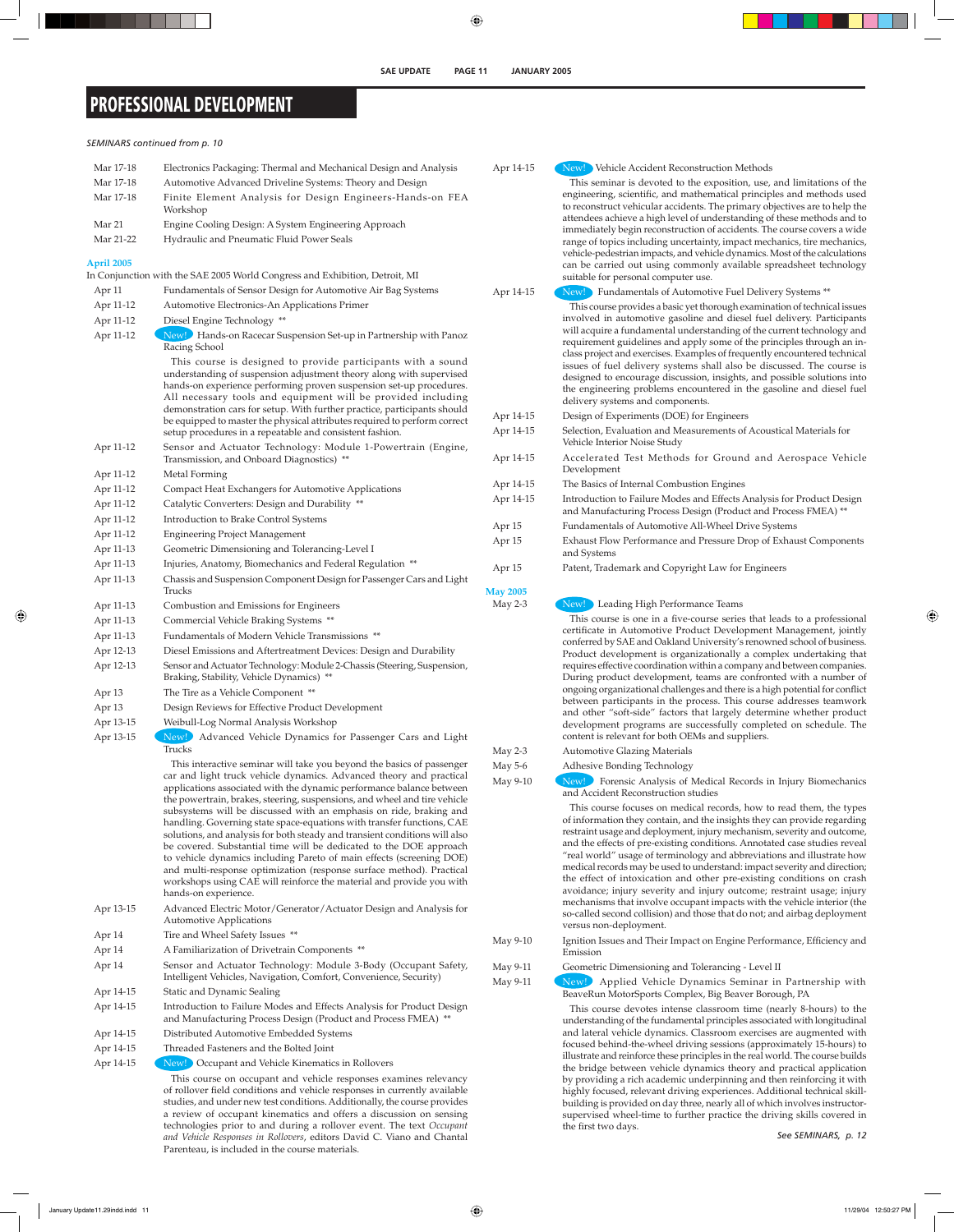# PROFESSIONAL DEVELOPMENT

*SEMINARS continued from p. 10*

Mar 17-18 Electronics Packaging: Thermal and Mechanical Design and Analysis

Mar 17-18 Automotive Advanced Driveline Systems: Theory and Design

Mar 17-18 Finite Element Analysis for Design Engineers-Hands-on FEA Workshop

Mar 21 Engine Cooling Design: A System Engineering Approach

Mar 21-22 Hydraulic and Pneumatic Fluid Power Seals

## April 2005

In Conjunction with the SAE 2005 World Congress and Exhibition, Detroit, MI

Apr 11 Fundamentals of Sensor Design for Automotive Air Bag Systems

Apr 11-12 Automotive Electronics-An Applications Primer

Apr 11-12 Diesel Engine Technology **

Apr 11-12 New! Hands-on Racecar Suspension Set-up in Partnership with Panoz Racing School

This course is designed to provide participants with a sound understanding of suspension adjustment theory along with supervised hands-on experience performing proven suspension set-up procedures. All necessary tools and equipment will be provided including demonstration cars for setup. With further practice, participants should be equipped to master the physical attributes required to perform correct setup procedures in a repeatable and consistent fashion.

Apr 11-12 Sensor and Actuator Technology: Module 1-Powertrain (Engine, Transmission, and Onboard Diagnostics) **

Apr 11-12 Metal Forming

Apr 11-12 Compact Heat Exchangers for Automotive Applications

Apr 11-12 Catalytic Converters: Design and Durability **

Apr 11-12 Introduction to Brake Control Systems

Apr 11-12 Engineering Project Management

Apr 11-13 Geometric Dimensioning and Tolerancing-Level I

Apr 11-13 Injuries, Anatomy, Biomechanics and Federal Regulation **

Apr 11-13 Chassis and Suspension Component Design for Passenger Cars and Light Trucks

Apr 11-13 Combustion and Emissions for Engineers

Apr 11-13 Commercial Vehicle Braking Systems **

Apr 11-13 Fundamentals of Modern Vehicle Transmissions **

Apr 12-13 Diesel Emissions and Aftertreatment Devices: Design and Durability

Apr 12-13 Sensor and Actuator Technology: Module 2-Chassis (Steering, Suspension, Braking, Stability, Vehicle Dynamics) **

Apr 13 The Tire as a Vehicle Component **

Apr 13 Design Reviews for Effective Product Development

Apr 13-15 Weibull-Log Normal Analysis Workshop

Apr 13-15 New! Advanced Vehicle Dynamics for Passenger Cars and Light Trucks

This interactive seminar will take you beyond the basics of passenger car and light truck vehicle dynamics. Advanced theory and practical applications associated with the dynamic performance balance between the powertrain, brakes, steering, suspensions, and wheel and tire vehicle subsystems will be discussed with an emphasis on ride, braking and handling. Governing state space-equations with transfer functions, CAE solutions, and analysis for both steady and transient conditions will also be covered. Substantial time will be dedicated to the DOE approach to vehicle dynamics including Pareto of main effects (screening DOE) and multi-response optimization (response surface method). Practical workshops using CAE will reinforce the material and provide you with hands-on experience.

Apr 13-15 Advanced Electric Motor/Generator/Actuator Design and Analysis for Automotive Applications

Apr 14 Tire and Wheel Safety Issues **

Apr 14 A Familiarization of Drivetrain Components **

Apr 14 Sensor and Actuator Technology: Module 3-Body (Occupant Safety, Intelligent Vehicles, Navigation, Comfort, Convenience, Security)

Apr 14-15 Static and Dynamic Sealing

Apr 14-15 Introduction to Failure Modes and Effects Analysis for Product Design and Manufacturing Process Design (Product and Process FMEA) **

Apr 14-15 Distributed Automotive Embedded Systems

Apr 14-15 Threaded Fasteners and the Bolted Joint

Apr 14-15 New! Occupant and Vehicle Kinematics in Rollovers

This course on occupant and vehicle responses examines relevancy of rollover field conditions and vehicle responses in currently available studies, and under new test conditions. Additionally, the course provides a review of occupant kinematics and offers a discussion on sensing technologies prior to and during a rollover event. The text *Occupant and Vehicle Responses in Rollovers*, editors David C. Viano and Chantal Parenteau, is included in the course materials.

Apr 14-15 New! Vehicle Accident Reconstruction Methods

This seminar is devoted to the exposition, use, and limitations of the engineering, scientific, and mathematical principles and methods used to reconstruct vehicular accidents. The primary objectives are to help the attendees achieve a high level of understanding of these methods and to immediately begin reconstruction of accidents. The course covers a wide range of topics including uncertainty, impact mechanics, tire mechanics, vehicle-pedestrian impacts, and vehicle dynamics. Most of the calculations can be carried out using commonly available spreadsheet technology suitable for personal computer use.

Apr 14-15 New! Fundamentals of Automotive Fuel Delivery Systems **

This course provides a basic yet thorough examination of technical issues involved in automotive gasoline and diesel fuel delivery. Participants will acquire a fundamental understanding of the current technology and requirement guidelines and apply some of the principles through an in-class project and exercises. Examples of frequently encountered technical issues of fuel delivery systems shall also be discussed. The course is designed to encourage discussion, insights, and possible solutions into the engineering problems encountered in the gasoline and diesel fuel delivery systems and components.

Apr 14-15 Design of Experiments (DOE) for Engineers

Apr 14-15 Selection, Evaluation and Measurements of Acoustical Materials for Vehicle Interior Noise Study

Apr 14-15 Accelerated Test Methods for Ground and Aerospace Vehicle Development

Apr 14-15 The Basics of Internal Combustion Engines

Apr 14-15 Introduction to Failure Modes and Effects Analysis for Product Design and Manufacturing Process Design (Product and Process FMEA) **

Apr 15 Fundamentals of Automotive All-Wheel Drive Systems

Apr 15 Exhaust Flow Performance and Pressure Drop of Exhaust Components and Systems

Apr 15 Patent, Trademark and Copyright Law for Engineers

## May 2005

May 2-3 New! Leading High Performance Teams

This course is one in a five-course series that leads to a professional certificate in Automotive Product Development Management, jointly conferred by SAE and Oakland University's renowned school of business. Product development is organizationally a complex undertaking that requires effective coordination within a company and between companies. During product development, teams are confronted with a number of ongoing organizational challenges and there is a high potential for conflict between participants in the process. This course addresses teamwork and other "soft-side" factors that largely determine whether product development programs are successfully completed on schedule. The content is relevant for both OEMs and suppliers.

May 2-3 Automotive Glazing Materials

May 5-6 Adhesive Bonding Technology

May 9-10 New! Forensic Analysis of Medical Records in Injury Biomechanics and Accident Reconstruction studies

This course focuses on medical records, how to read them, the types of information they contain, and the insights they can provide regarding restraint usage and deployment, injury mechanism, severity and outcome, and the effects of pre-existing conditions. Annotated case studies reveal "real world" usage of terminology and abbreviations and illustrate how medical records may be used to understand: impact severity and direction; the effect of intoxication and other pre-existing conditions on crash avoidance; injury severity and injury outcome; restraint usage; injury mechanisms that involve occupant impacts with the vehicle interior (the so-called second collision) and those that do not; and airbag deployment versus non-deployment.

May 9-10 Ignition Issues and Their Impact on Engine Performance, Efficiency and Emission

May 9-11 Geometric Dimensioning and Tolerancing - Level II

May 9-11 New! Applied Vehicle Dynamics Seminar in Partnership with BeaveRun MotorSports Complex, Big Beaver Borough, PA

This course devotes intense classroom time (nearly 8-hours) to the understanding of the fundamental principles associated with longitudinal and lateral vehicle dynamics. Classroom exercises are augmented with focused behind-the-wheel driving sessions (approximately 15-hours) to illustrate and reinforce these principles in the real world. The course builds the bridge between vehicle dynamics theory and practical application by providing a rich academic underpinning and then reinforcing it with highly focused, relevant driving experiences. Additional technical skill-building is provided on day three, nearly all of which involves instructor-supervised wheel-time to further practice the driving skills covered in the first two days.

*See SEMINARS, p. 12*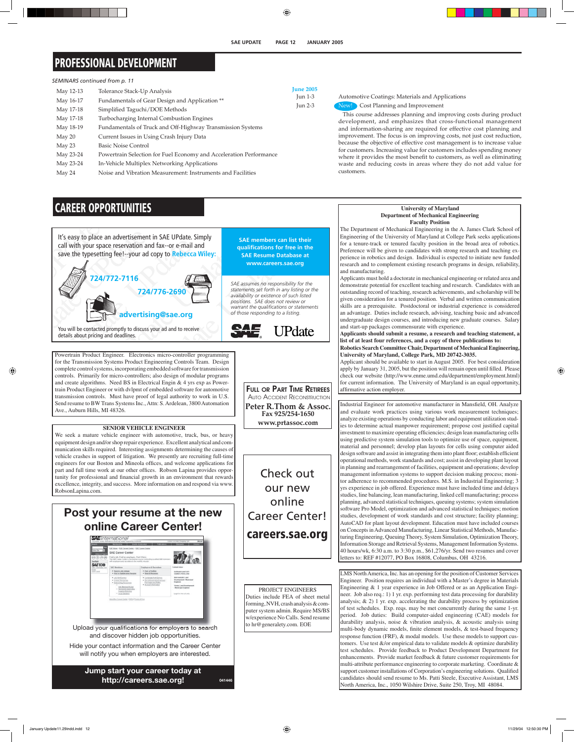# PROFESSIONAL DEVELOPMENT

*SEMINARS continued from p. 11*

| | |
|---|---|
| May 12-13 | Tolerance Stack-Up Analysis |
| May 16-17 | Fundamentals of Gear Design and Application ** |
| May 17-18 | Simplified Taguchi/DOE Methods |
| May 17-18 | Turbocharging Internal Combustion Engines |
| May 18-19 | Fundamentals of Truck and Off-Highway Transmission Systems |
| May 20 | Current Issues in Using Crash Injury Data |
| May 23 | Basic Noise Control |
| May 23-24 | Powertrain Selection for Fuel Economy and Acceleration Performance |
| May 23-24 | In-Vehicle Multiplex Networking Applications |
| May 24 | Noise and Vibration Measurement: Instruments and Facilities |

**June 2005**

| | |
|---|---|
| Jun 1-3 | Automotive Coatings: Materials and Applications |
| Jun 2-3 | New! Cost Planning and Improvement |

This course addresses planning and improving costs during product development, and emphasizes that cross-functional management and information-sharing are required for effective cost planning and improvement. The focus is on improving costs, not just cost reduction, because the objective of effective cost management is to increase value for customers. Increasing value for customers includes spending money where it provides the most benefit to customers, as well as eliminating waste and reducing costs in areas where they do not add value for customers.

# CAREER OPPORTUNITIES

It's easy to place an advertisement in SAE UPdate. Simply call with your space reservation and fax--or e-mail and save the typesetting fee!--your ad copy to Rebecca Wiley:

724/772-7116

724/776-2690

advertising@sae.org

You will be contacted promptly to discuss your ad and to receive details about pricing and deadlines.

**SAE members can list their qualifications for free in the SAE Resume Database at www.careers.sae.org**

*SAE assumes no responsibility for the statements set forth in any listing or the availability or existence of such listed positions. SAE does not review or warrant the qualifications or statements of those responding to a listing.*

SAE UPdate

---

Powertrain Product Engineer. Electronics micro-controller programming for the Transmission Systems Product Engineering Controls Team. Design complete control systems, incorporating embedded software for transmission controls. Primarily for micro-controllers; also design of modular programs and create algorithms. Need BS in Electrical Engin & 4 yrs exp as Powertrain Product Engineer or with dvlpmt of embedded software for automotive transmission controls. Must have proof of legal authority to work in U.S. Send resume to BW Trans Systems Inc., Attn: S. Ardelean, 3800 Automation Ave., Auburn Hills, MI 48326.

---

**SENIOR VEHICLE ENGINEER**

We seek a mature vehicle engineer with automotive, truck, bus, or heavy equipment design and/or shop repair experience. Excellent analytical and communication skills required. Interesting assignments determining the causes of vehicle crashes in support of litigation. We presently are recruiting full-time engineers for our Boston and Mineola offices, and welcome applications for part and full time work at our other offices. Robson Lapina provides opportunity for professional and financial growth in an environment that rewards excellence, integrity, and success. More information on and respond via www.RobsonLapina.com.

---

## Post your resume at the new online Career Center!

Upload your qualifications for employers to search and discover hidden job opportunities.

Hide your contact information and the Career Center will notify you when employers are interested.

**Jump start your career today at http://careers.sae.org!**

041446

---

**FULL OR PART TIME RETIREES**

AUTO ACCIDENT RECONSTRUCTION

**Peter R.Thom & Assoc.**

**Fax 925/254-1650**

**www.prtassoc.com**

---

Check out our new online Career Center!

**careers.sae.org**

---

PROJECT ENGINEERS

Duties include FEA of sheet metal forming, NVH, crash analysis & computer system admin. Require MS/BS w/experience No Calls. Send resume to hr@generalety.com. EOE

---

**University of Maryland**
**Department of Mechanical Engineering**
**Faculty Position**

The Department of Mechanical Engineering in the A. James Clark School of Engineering of the University of Maryland at College Park seeks applications for a tenure-track or tenured faculty position in the broad area of robotics. Preference will be given to candidates with strong research and teaching experience in robotics and design. Individual is expected to initiate new funded research and to complement existing research programs in design, reliability, and manufacturing.

Applicants must hold a doctorate in mechanical engineering or related area and demonstrate potential for excellent teaching and research. Candidates with an outstanding record of teaching, research achievements, and scholarship will be given consideration for a tenured position. Verbal and written communication skills are a prerequisite. Postdoctoral or industrial experience is considered an advantage. Duties include research, advising, teaching basic and advanced undergraduate design courses, and introducing new graduate courses. Salary and start-up packages commensurate with experience.

**Applicants should submit a resume, a research and teaching statement, a list of at least four references, and a copy of three publications to: Robotics Search Committee Chair, Department of Mechanical Engineering, University of Maryland, College Park, MD 20742-3035.**

Applicant should be available to start in August 2005. For best consideration apply by January 31, 2005, but the position will remain open until filled. Please check our website (http://www.enme.umd.edu/department/employment.html) for current information. The University of Maryland is an equal opportunity, affirmative action employer.

---

Industrial Engineer for automotive manufacturer in Mansfield, OH. Analyze and evaluate work practices using various work measurement techniques; analyze existing operations by conducting labor and equipment utilization studies to determine actual manpower requirement; propose cost justified capital investment to maximize operating efficiencies; design lean manufacturing cells using predictive system simulation tools to optimize use of space, equipment, material and personnel; develop plan layouts for cells using computer aided design software and assist in integrating them into plant floor; establish efficient operational methods, work standards and cost; assist in developing plant layout in planning and rearrangement of facilities, equipment and operations; develop management information systems to support decision making process; monitor adherence to recommended procedures. M.S. in Industrial Engineering; 3 yrs experience in job offered. Experience must have included time and delays studies, line balancing, lean manufacturing, linked cell manufacturing; process planning, advanced statistical techniques, queuing systems; system simulation software Pro Model, optimization and advanced statistical techniques; motion studies, development of work standards and cost structure; facility planning; AutoCAD for plant layout development. Education must have included courses on Concepts in Advanced Manufacturing, Linear Statistical Methods, Manufacturing Engineering, Queuing Theory, System Simulation, Optimization Theory, Information Storage and Retrieval Systems, Management Information Systems. 40 hours/wk, 6:30 a.m. to 3:30 p.m., $61,276/yr. Send two resumes and cover letters to: REF #12077, PO Box 16808, Columbus, OH 43216.

---

LMS North America, Inc. has an opening for the position of Customer Services Engineer. Position requires an individual with a Master's degree in Materials Engineering & 1 year experience in Job Offered or as an Application Engineer. Job also req.: 1) 1 yr. exp. performing test data processing for durability analysis; & 2) 1 yr. exp. accelerating the durability process by optimization of test schedules. Exp. reqs. may be met concurrently during the same 1-yr. period. Job duties: Build computer-aided engineering (CAE) models for durability analysis, noise & vibration analysis, & acoustic analysis using multi-body dynamic models, finite element models, & test-based frequency response function (FRF), & modal models. Use these models to support customers. Use test &/or empirical data to validate models & optimize durability test schedules. Provide feedback to Product Development Department for enhancements. Provide market feedback & future customer requirements for multi-attribute performance engineering to corporate marketing. Coordinate & support customer installations of Corporation's engineering solutions. Qualified candidates should send resume to Ms. Patti Steele, Executive Assistant, LMS North America, Inc., 1050 Wilshire Drive, Suite 250, Troy, MI 48084.